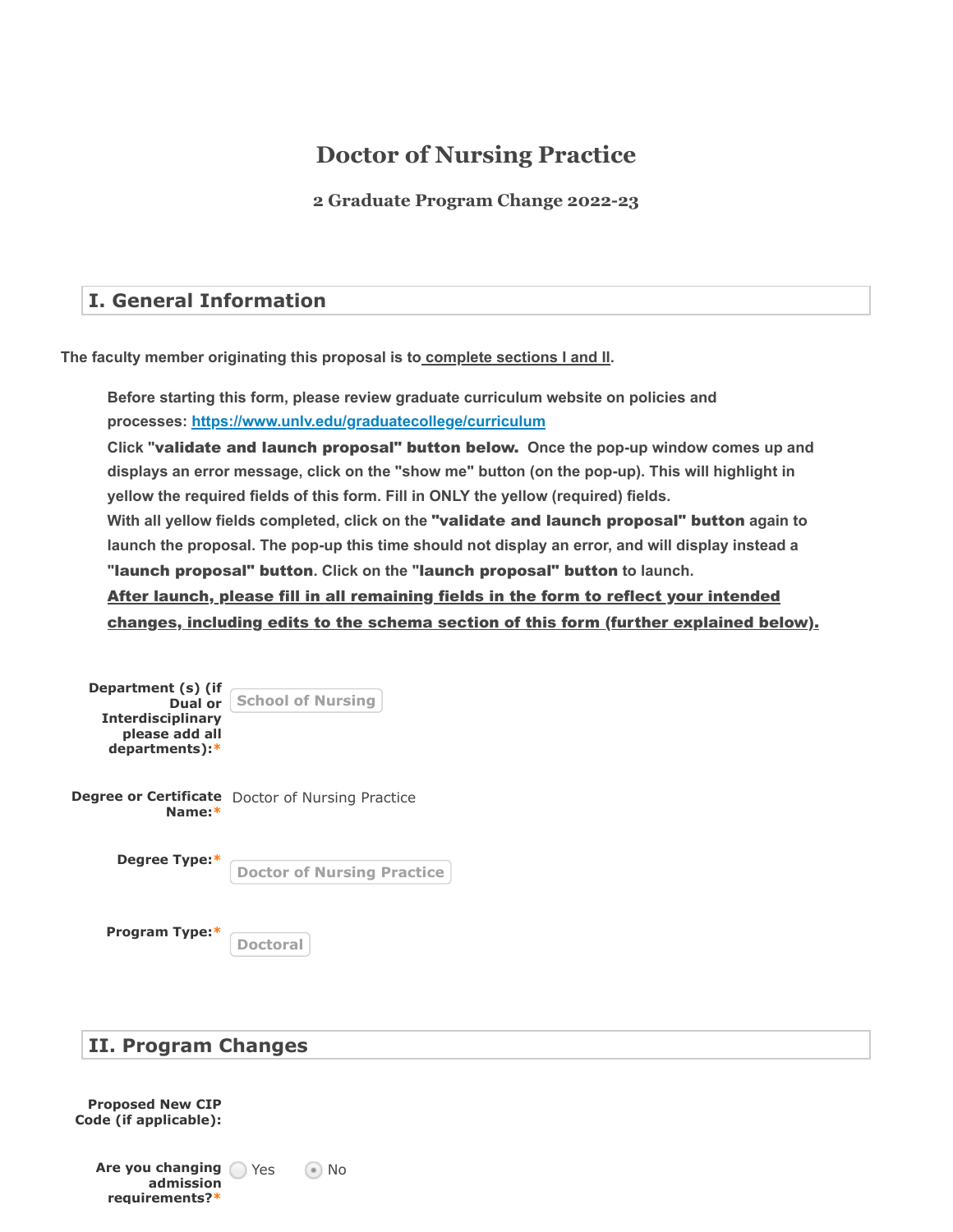# Doctor of Nursing Practice

### 2 Graduate Program Change 2022-23

## I. General Information

**The faculty member originating this proposal is to complete sections I and II.**

**Before starting this form, please review graduate curriculum website on policies and processes: https://www.unlv.edu/graduatecollege/curriculum**

**Click "validate and launch proposal" button below. Once the pop-up window comes up and displays an error message, click on the "show me" button (on the pop-up). This will highlight in yellow the required fields of this form. Fill in ONLY the yellow (required) fields.**

**With all yellow fields completed, click on the "validate and launch proposal" button again to launch the proposal. The pop-up this time should not display an error, and will display instead a "launch proposal" button. Click on the "launch proposal" button to launch.**

**After launch, please fill in all remaining fields in the form to reflect your intended changes, including edits to the schema section of this form (further explained below).**

**Department (s) (if Dual or Interdisciplinary please add all departments):*** School of Nursing

**Degree or Certificate Name:*** Doctor of Nursing Practice

**Degree Type:*** Doctor of Nursing Practice

**Program Type:*** Doctoral

## II. Program Changes

**Proposed New CIP Code (if applicable):**

**Are you changing admission requirements?*** ( ) Yes (•) No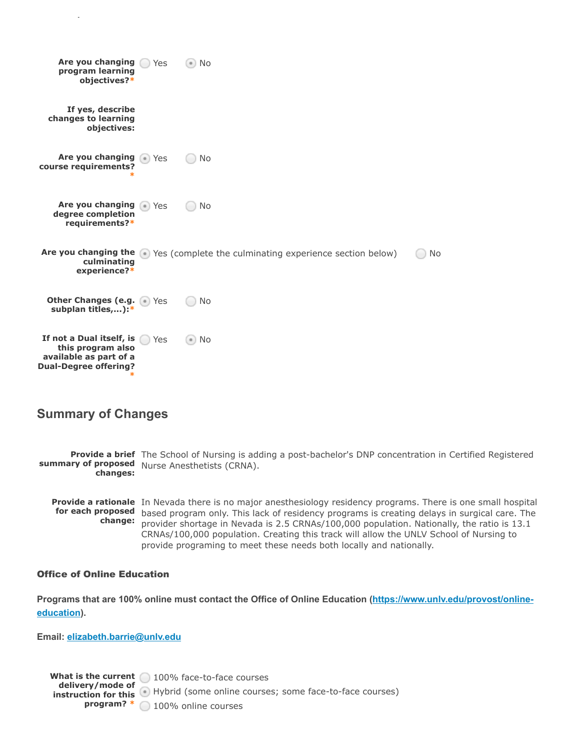**Are you changing program learning objectives?** * ( ) Yes (•) No

**If yes, describe changes to learning objectives:**

**Are you changing course requirements?** * (•) Yes ( ) No

**Are you changing degree completion requirements?** * (•) Yes ( ) No

**Are you changing the culminating experience?** * (•) Yes (complete the culminating experience section below) ( ) No

**Other Changes (e.g. subplan titles,...):** * (•) Yes ( ) No

**If not a Dual itself, is this program also available as part of a Dual-Degree offering?** * ( ) Yes (•) No

## Summary of Changes

**Provide a brief summary of proposed changes:** The School of Nursing is adding a post-bachelor's DNP concentration in Certified Registered Nurse Anesthetists (CRNA).

**Provide a rationale for each proposed change:** In Nevada there is no major anesthesiology residency programs. There is one small hospital based program only. This lack of residency programs is creating delays in surgical care. The provider shortage in Nevada is 2.5 CRNAs/100,000 population. Nationally, the ratio is 13.1 CRNAs/100,000 population. Creating this track will allow the UNLV School of Nursing to provide programing to meet these needs both locally and nationally.

### Office of Online Education

**Programs that are 100% online must contact the Office of Online Education ([https://www.unlv.edu/provost/online-education](https://www.unlv.edu/provost/online-education)).**

**Email: [elizabeth.barrie@unlv.edu](mailto:elizabeth.barrie@unlv.edu)**

**What is the current delivery/mode of instruction for this program?** *

( ) 100% face-to-face courses
(•) Hybrid (some online courses; some face-to-face courses)
( ) 100% online courses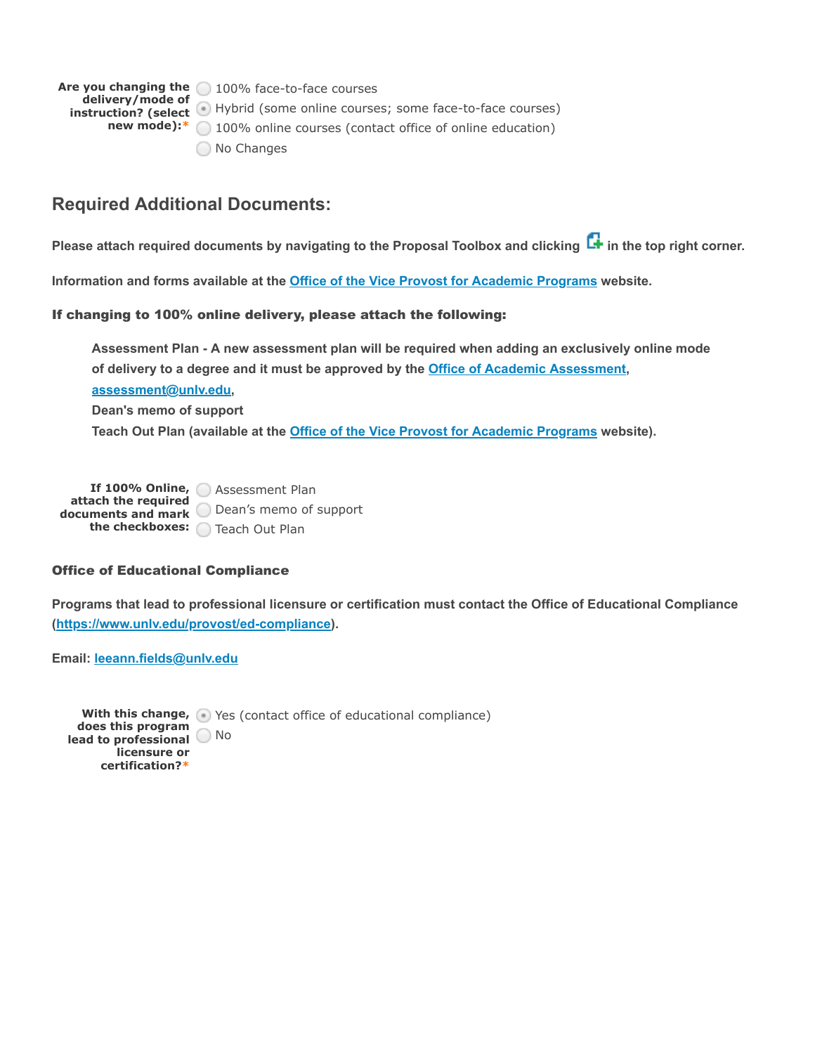**Are you changing the delivery/mode of instruction? (select new mode):***

- ( ) 100% face-to-face courses
- (•) Hybrid (some online courses; some face-to-face courses)
- ( ) 100% online courses (contact office of online education)
- ( ) No Changes

## Required Additional Documents:

**Please attach required documents by navigating to the Proposal Toolbox and clicking [+] in the top right corner.**

**Information and forms available at the [Office of the Vice Provost for Academic Programs] website.**

### If changing to 100% online delivery, please attach the following:

> **Assessment Plan - A new assessment plan will be required when adding an exclusively online mode of delivery to a degree and it must be approved by the [Office of Academic Assessment], assessment@unlv.edu,**
>
> **Dean's memo of support**
>
> **Teach Out Plan (available at the [Office of the Vice Provost for Academic Programs] website).**

**If 100% Online, attach the required documents and mark the checkboxes:**

- ( ) Assessment Plan
- ( ) Dean's memo of support
- ( ) Teach Out Plan

### Office of Educational Compliance

**Programs that lead to professional licensure or certification must contact the Office of Educational Compliance (https://www.unlv.edu/provost/ed-compliance).**

**Email: leeann.fields@unlv.edu**

**With this change, does this program lead to professional licensure or certification?***

- (•) Yes (contact office of educational compliance)
- ( ) No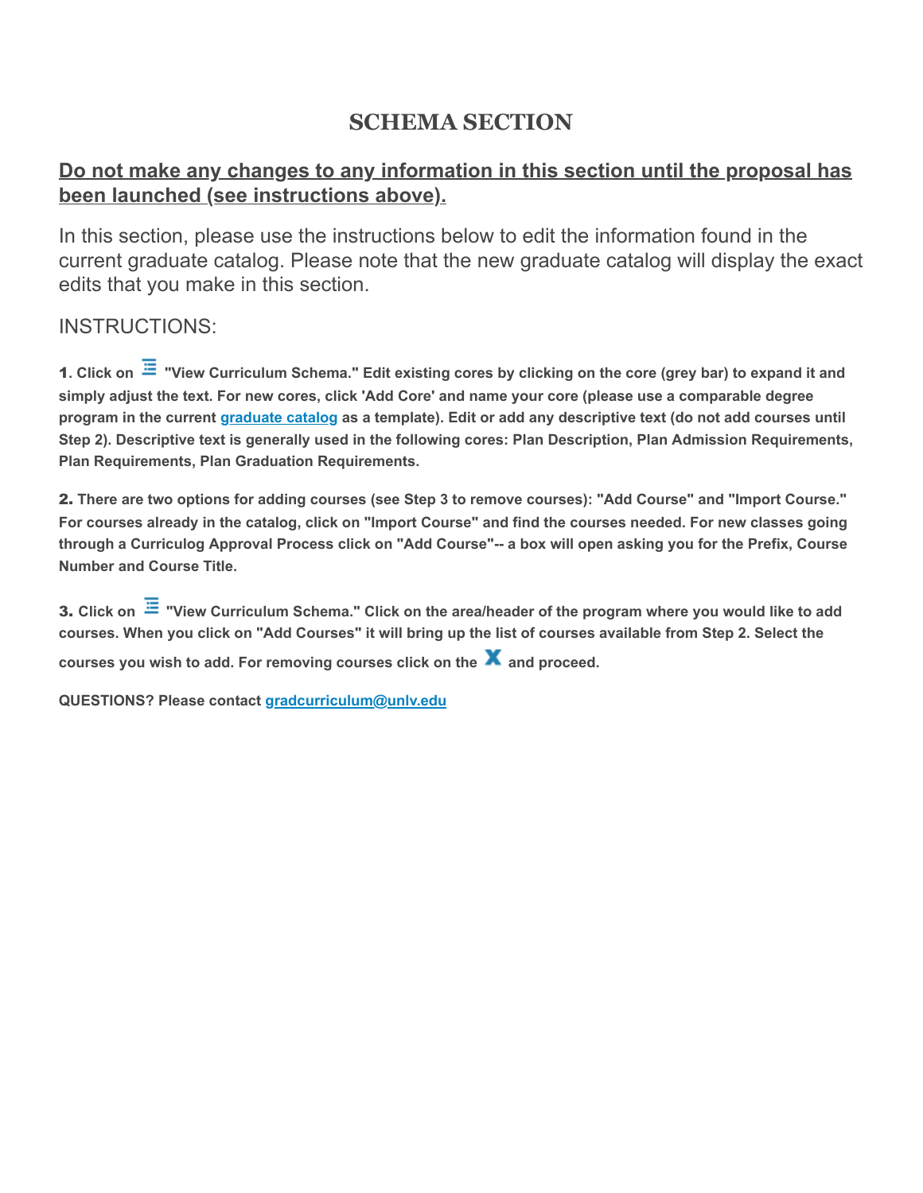# SCHEMA SECTION

**Do not make any changes to any information in this section until the proposal has been launched (see instructions above).**

In this section, please use the instructions below to edit the information found in the current graduate catalog. Please note that the new graduate catalog will display the exact edits that you make in this section.

INSTRUCTIONS:

**1. Click on "View Curriculum Schema." Edit existing cores by clicking on the core (grey bar) to expand it and simply adjust the text. For new cores, click 'Add Core' and name your core (please use a comparable degree program in the current [graduate catalog](graduate catalog) as a template). Edit or add any descriptive text (do not add courses until Step 2). Descriptive text is generally used in the following cores: Plan Description, Plan Admission Requirements, Plan Requirements, Plan Graduation Requirements.**

**2. There are two options for adding courses (see Step 3 to remove courses): "Add Course" and "Import Course." For courses already in the catalog, click on "Import Course" and find the courses needed. For new classes going through a Curriculog Approval Process click on "Add Course"-- a box will open asking you for the Prefix, Course Number and Course Title.**

**3. Click on "View Curriculum Schema." Click on the area/header of the program where you would like to add courses. When you click on "Add Courses" it will bring up the list of courses available from Step 2. Select the courses you wish to add. For removing courses click on the X and proceed.**

**QUESTIONS? Please contact [gradcurriculum@unlv.edu](mailto:gradcurriculum@unlv.edu)**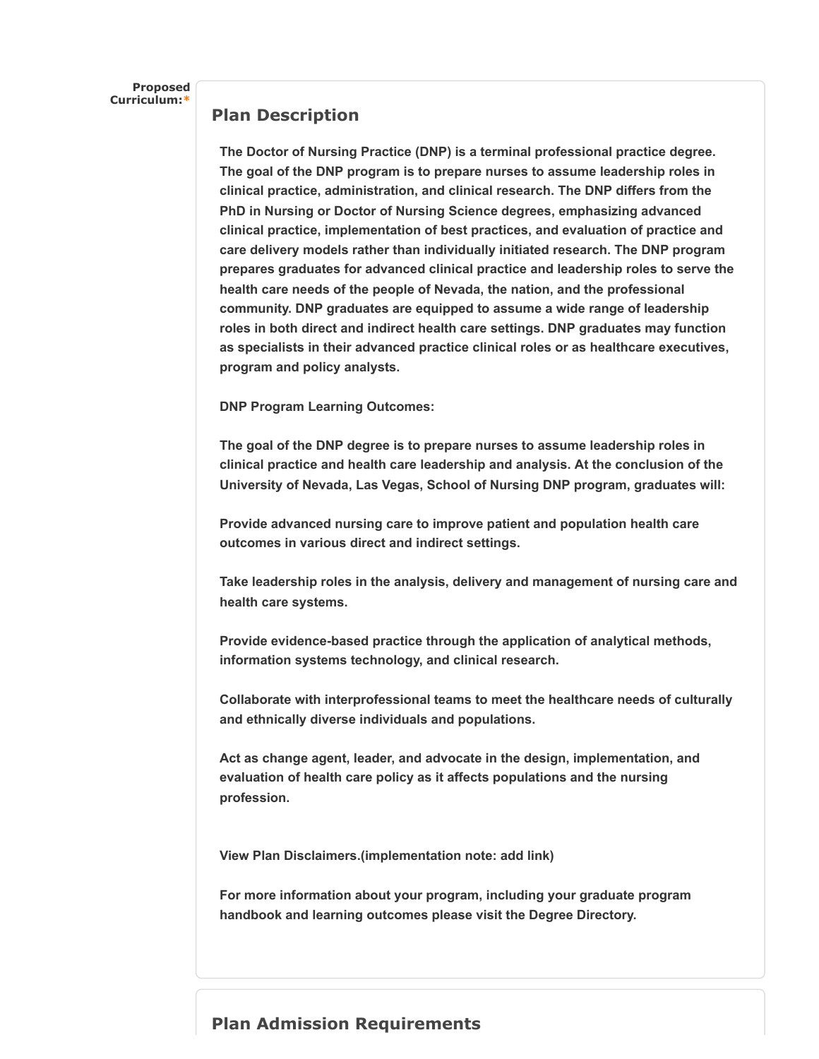**Proposed Curriculum:***

## Plan Description

**The Doctor of Nursing Practice (DNP) is a terminal professional practice degree. The goal of the DNP program is to prepare nurses to assume leadership roles in clinical practice, administration, and clinical research. The DNP differs from the PhD in Nursing or Doctor of Nursing Science degrees, emphasizing advanced clinical practice, implementation of best practices, and evaluation of practice and care delivery models rather than individually initiated research. The DNP program prepares graduates for advanced clinical practice and leadership roles to serve the health care needs of the people of Nevada, the nation, and the professional community. DNP graduates are equipped to assume a wide range of leadership roles in both direct and indirect health care settings. DNP graduates may function as specialists in their advanced practice clinical roles or as healthcare executives, program and policy analysts.**

**DNP Program Learning Outcomes:**

**The goal of the DNP degree is to prepare nurses to assume leadership roles in clinical practice and health care leadership and analysis. At the conclusion of the University of Nevada, Las Vegas, School of Nursing DNP program, graduates will:**

**Provide advanced nursing care to improve patient and population health care outcomes in various direct and indirect settings.**

**Take leadership roles in the analysis, delivery and management of nursing care and health care systems.**

**Provide evidence-based practice through the application of analytical methods, information systems technology, and clinical research.**

**Collaborate with interprofessional teams to meet the healthcare needs of culturally and ethnically diverse individuals and populations.**

**Act as change agent, leader, and advocate in the design, implementation, and evaluation of health care policy as it affects populations and the nursing profession.**

**View Plan Disclaimers.(implementation note: add link)**

**For more information about your program, including your graduate program handbook and learning outcomes please visit the Degree Directory.**

## Plan Admission Requirements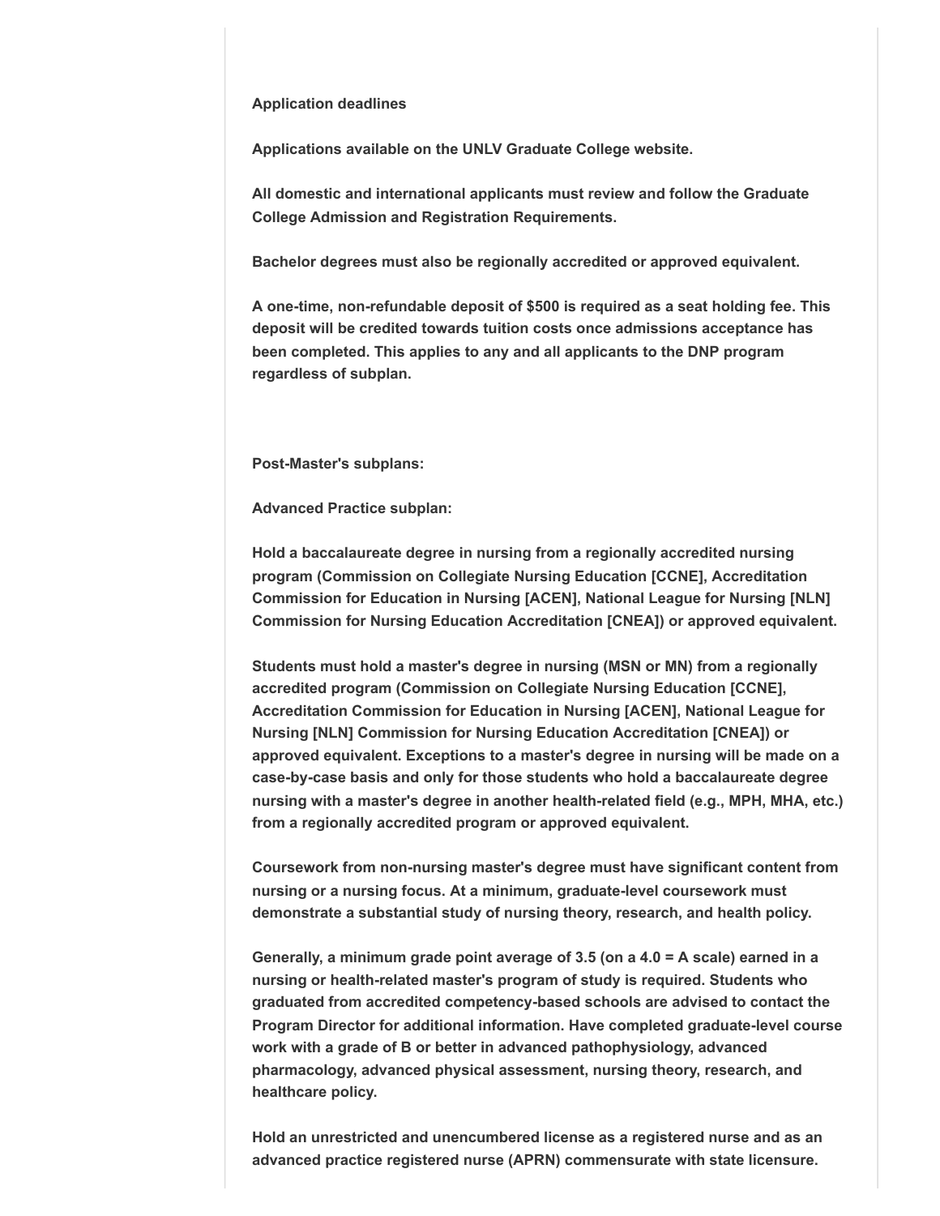**Application deadlines**

**Applications available on the UNLV Graduate College website.**

**All domestic and international applicants must review and follow the Graduate College Admission and Registration Requirements.**

**Bachelor degrees must also be regionally accredited or approved equivalent.**

**A one-time, non-refundable deposit of $500 is required as a seat holding fee. This deposit will be credited towards tuition costs once admissions acceptance has been completed. This applies to any and all applicants to the DNP program regardless of subplan.**

**Post-Master's subplans:**

**Advanced Practice subplan:**

**Hold a baccalaureate degree in nursing from a regionally accredited nursing program (Commission on Collegiate Nursing Education [CCNE], Accreditation Commission for Education in Nursing [ACEN], National League for Nursing [NLN] Commission for Nursing Education Accreditation [CNEA]) or approved equivalent.**

**Students must hold a master's degree in nursing (MSN or MN) from a regionally accredited program (Commission on Collegiate Nursing Education [CCNE], Accreditation Commission for Education in Nursing [ACEN], National League for Nursing [NLN] Commission for Nursing Education Accreditation [CNEA]) or approved equivalent. Exceptions to a master's degree in nursing will be made on a case-by-case basis and only for those students who hold a baccalaureate degree nursing with a master's degree in another health-related field (e.g., MPH, MHA, etc.) from a regionally accredited program or approved equivalent.**

**Coursework from non-nursing master's degree must have significant content from nursing or a nursing focus. At a minimum, graduate-level coursework must demonstrate a substantial study of nursing theory, research, and health policy.**

**Generally, a minimum grade point average of 3.5 (on a 4.0 = A scale) earned in a nursing or health-related master's program of study is required. Students who graduated from accredited competency-based schools are advised to contact the Program Director for additional information. Have completed graduate-level course work with a grade of B or better in advanced pathophysiology, advanced pharmacology, advanced physical assessment, nursing theory, research, and healthcare policy.**

**Hold an unrestricted and unencumbered license as a registered nurse and as an advanced practice registered nurse (APRN) commensurate with state licensure.**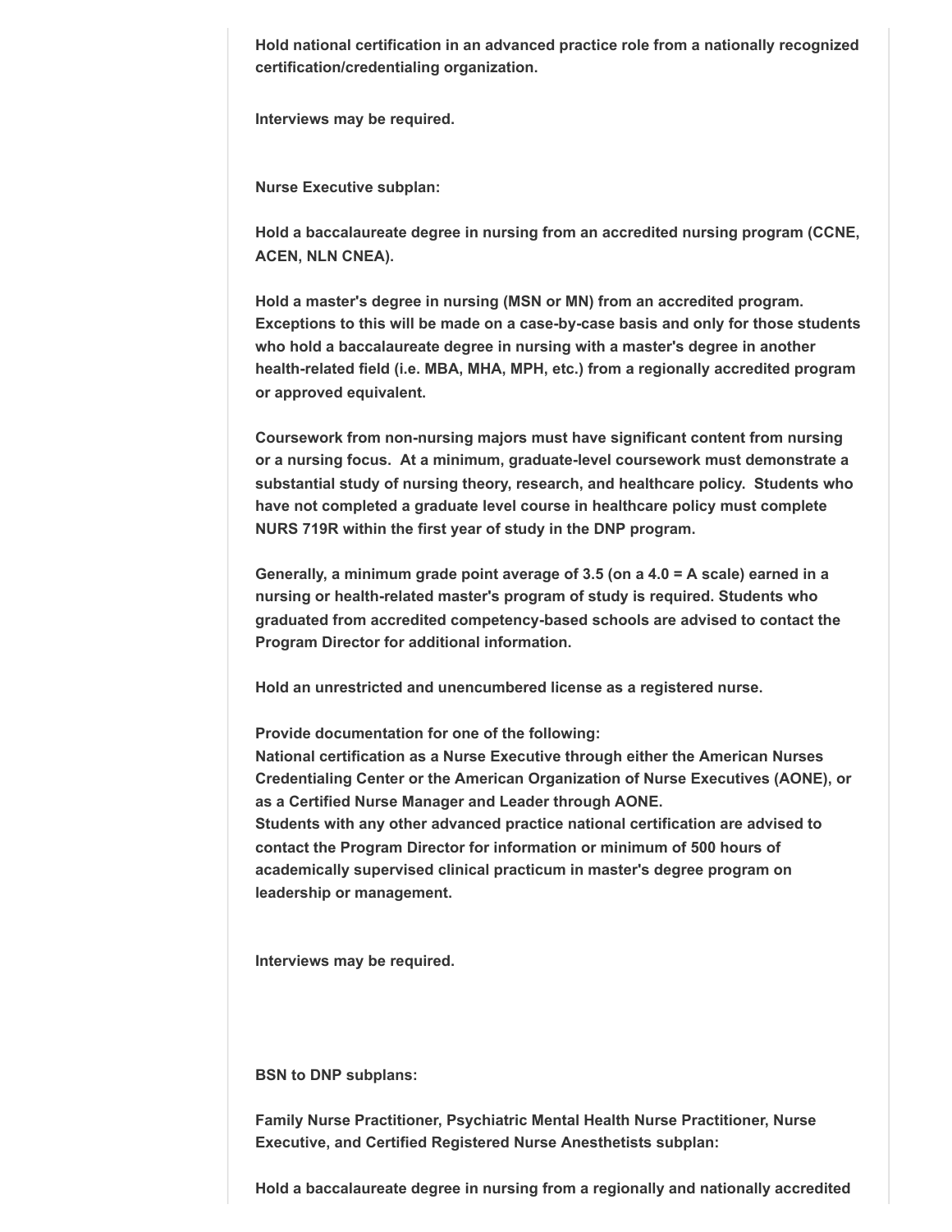**Hold national certification in an advanced practice role from a nationally recognized certification/credentialing organization.**

**Interviews may be required.**

**Nurse Executive subplan:**

**Hold a baccalaureate degree in nursing from an accredited nursing program (CCNE, ACEN, NLN CNEA).**

**Hold a master's degree in nursing (MSN or MN) from an accredited program. Exceptions to this will be made on a case-by-case basis and only for those students who hold a baccalaureate degree in nursing with a master's degree in another health-related field (i.e. MBA, MHA, MPH, etc.) from a regionally accredited program or approved equivalent.**

**Coursework from non-nursing majors must have significant content from nursing or a nursing focus. At a minimum, graduate-level coursework must demonstrate a substantial study of nursing theory, research, and healthcare policy. Students who have not completed a graduate level course in healthcare policy must complete NURS 719R within the first year of study in the DNP program.**

**Generally, a minimum grade point average of 3.5 (on a 4.0 = A scale) earned in a nursing or health-related master's program of study is required. Students who graduated from accredited competency-based schools are advised to contact the Program Director for additional information.**

**Hold an unrestricted and unencumbered license as a registered nurse.**

**Provide documentation for one of the following:**
**National certification as a Nurse Executive through either the American Nurses Credentialing Center or the American Organization of Nurse Executives (AONE), or as a Certified Nurse Manager and Leader through AONE.**
**Students with any other advanced practice national certification are advised to contact the Program Director for information or minimum of 500 hours of academically supervised clinical practicum in master's degree program on leadership or management.**

**Interviews may be required.**

**BSN to DNP subplans:**

**Family Nurse Practitioner, Psychiatric Mental Health Nurse Practitioner, Nurse Executive, and Certified Registered Nurse Anesthetists subplan:**

**Hold a baccalaureate degree in nursing from a regionally and nationally accredited**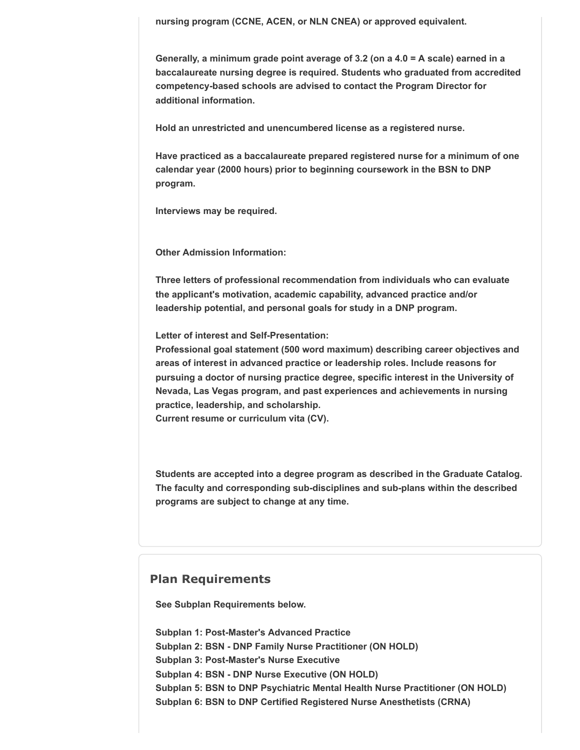**nursing program (CCNE, ACEN, or NLN CNEA) or approved equivalent.**

**Generally, a minimum grade point average of 3.2 (on a 4.0 = A scale) earned in a baccalaureate nursing degree is required. Students who graduated from accredited competency-based schools are advised to contact the Program Director for additional information.**

**Hold an unrestricted and unencumbered license as a registered nurse.**

**Have practiced as a baccalaureate prepared registered nurse for a minimum of one calendar year (2000 hours) prior to beginning coursework in the BSN to DNP program.**

**Interviews may be required.**

**Other Admission Information:**

**Three letters of professional recommendation from individuals who can evaluate the applicant's motivation, academic capability, advanced practice and/or leadership potential, and personal goals for study in a DNP program.**

**Letter of interest and Self-Presentation:**
**Professional goal statement (500 word maximum) describing career objectives and areas of interest in advanced practice or leadership roles. Include reasons for pursuing a doctor of nursing practice degree, specific interest in the University of Nevada, Las Vegas program, and past experiences and achievements in nursing practice, leadership, and scholarship.**
**Current resume or curriculum vita (CV).**

**Students are accepted into a degree program as described in the Graduate Catalog. The faculty and corresponding sub-disciplines and sub-plans within the described programs are subject to change at any time.**

## Plan Requirements

**See Subplan Requirements below.**

**Subplan 1: Post-Master's Advanced Practice**
**Subplan 2: BSN - DNP Family Nurse Practitioner (ON HOLD)**
**Subplan 3: Post-Master's Nurse Executive**
**Subplan 4: BSN - DNP Nurse Executive (ON HOLD)**
**Subplan 5: BSN to DNP Psychiatric Mental Health Nurse Practitioner (ON HOLD)**
**Subplan 6: BSN to DNP Certified Registered Nurse Anesthetists (CRNA)**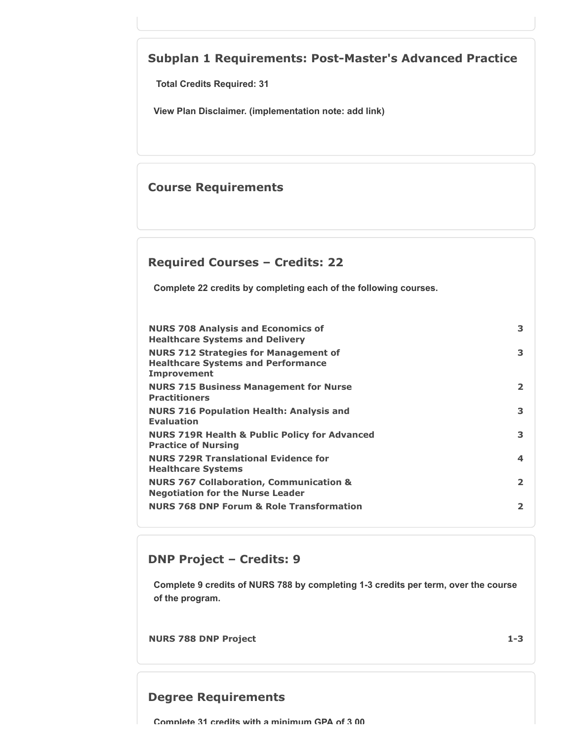## Subplan 1 Requirements: Post-Master's Advanced Practice

**Total Credits Required: 31**

**View Plan Disclaimer. (implementation note: add link)**

## Course Requirements

### Required Courses – Credits: 22

**Complete 22 credits by completing each of the following courses.**

| Course | Credits |
| --- | --- |
| **NURS 708 Analysis and Economics of Healthcare Systems and Delivery** | 3 |
| **NURS 712 Strategies for Management of Healthcare Systems and Performance Improvement** | 3 |
| **NURS 715 Business Management for Nurse Practitioners** | 2 |
| **NURS 716 Population Health: Analysis and Evaluation** | 3 |
| **NURS 719R Health & Public Policy for Advanced Practice of Nursing** | 3 |
| **NURS 729R Translational Evidence for Healthcare Systems** | 4 |
| **NURS 767 Collaboration, Communication & Negotiation for the Nurse Leader** | 2 |
| **NURS 768 DNP Forum & Role Transformation** | 2 |

### DNP Project – Credits: 9

**Complete 9 credits of NURS 788 by completing 1-3 credits per term, over the course of the program.**

| Course | Credits |
| --- | --- |
| **NURS 788 DNP Project** | 1-3 |

## Degree Requirements

**Complete 31 credits with a minimum GPA of 3.00**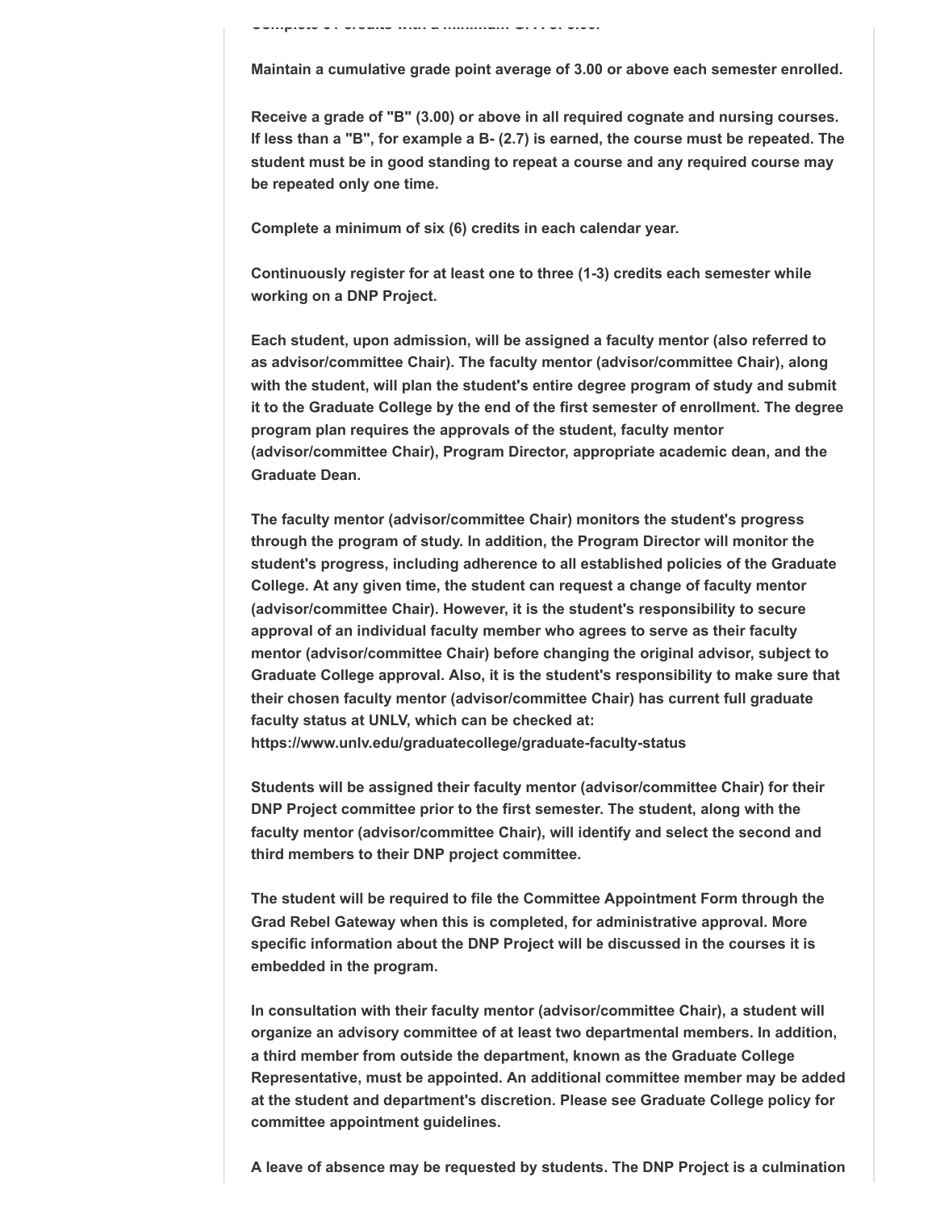Complete 34 credits with a minimum GPA of 3.00.

**Maintain a cumulative grade point average of 3.00 or above each semester enrolled.**

**Receive a grade of "B" (3.00) or above in all required cognate and nursing courses. If less than a "B", for example a B- (2.7) is earned, the course must be repeated. The student must be in good standing to repeat a course and any required course may be repeated only one time.**

**Complete a minimum of six (6) credits in each calendar year.**

**Continuously register for at least one to three (1-3) credits each semester while working on a DNP Project.**

**Each student, upon admission, will be assigned a faculty mentor (also referred to as advisor/committee Chair). The faculty mentor (advisor/committee Chair), along with the student, will plan the student's entire degree program of study and submit it to the Graduate College by the end of the first semester of enrollment. The degree program plan requires the approvals of the student, faculty mentor (advisor/committee Chair), Program Director, appropriate academic dean, and the Graduate Dean.**

**The faculty mentor (advisor/committee Chair) monitors the student's progress through the program of study. In addition, the Program Director will monitor the student's progress, including adherence to all established policies of the Graduate College. At any given time, the student can request a change of faculty mentor (advisor/committee Chair). However, it is the student's responsibility to secure approval of an individual faculty member who agrees to serve as their faculty mentor (advisor/committee Chair) before changing the original advisor, subject to Graduate College approval. Also, it is the student's responsibility to make sure that their chosen faculty mentor (advisor/committee Chair) has current full graduate faculty status at UNLV, which can be checked at: https://www.unlv.edu/graduatecollege/graduate-faculty-status**

**Students will be assigned their faculty mentor (advisor/committee Chair) for their DNP Project committee prior to the first semester. The student, along with the faculty mentor (advisor/committee Chair), will identify and select the second and third members to their DNP project committee.**

**The student will be required to file the Committee Appointment Form through the Grad Rebel Gateway when this is completed, for administrative approval. More specific information about the DNP Project will be discussed in the courses it is embedded in the program.**

**In consultation with their faculty mentor (advisor/committee Chair), a student will organize an advisory committee of at least two departmental members. In addition, a third member from outside the department, known as the Graduate College Representative, must be appointed. An additional committee member may be added at the student and department's discretion. Please see Graduate College policy for committee appointment guidelines.**

**A leave of absence may be requested by students. The DNP Project is a culmination**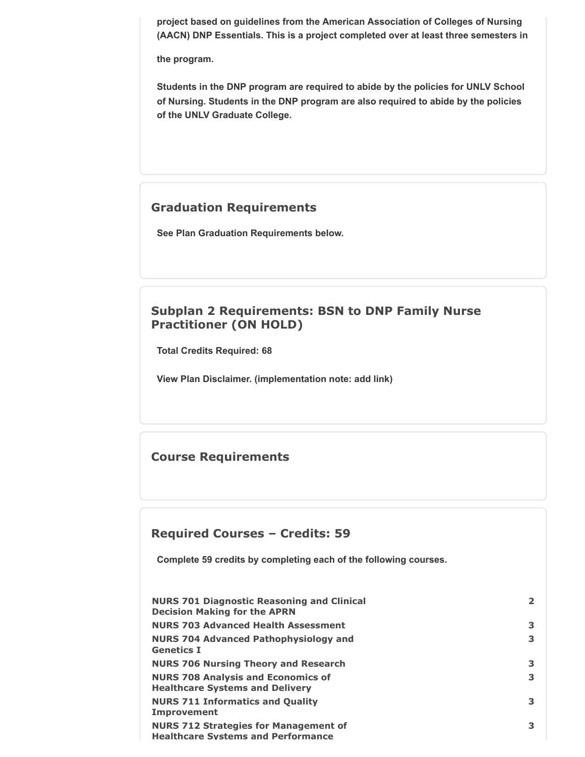project based on guidelines from the American Association of Colleges of Nursing (AACN) DNP Essentials. This is a project completed over at least three semesters in the program.

Students in the DNP program are required to abide by the policies for UNLV School of Nursing. Students in the DNP program are also required to abide by the policies of the UNLV Graduate College.

## Graduation Requirements

See Plan Graduation Requirements below.

## Subplan 2 Requirements: BSN to DNP Family Nurse Practitioner (ON HOLD)

Total Credits Required: 68

View Plan Disclaimer. (implementation note: add link)

## Course Requirements

## Required Courses – Credits: 59

Complete 59 credits by completing each of the following courses.

| Course | Credits |
|---|---|
| NURS 701 Diagnostic Reasoning and Clinical Decision Making for the APRN | 2 |
| NURS 703 Advanced Health Assessment | 3 |
| NURS 704 Advanced Pathophysiology and Genetics I | 3 |
| NURS 706 Nursing Theory and Research | 3 |
| NURS 708 Analysis and Economics of Healthcare Systems and Delivery | 3 |
| NURS 711 Informatics and Quality Improvement | 3 |
| NURS 712 Strategies for Management of Healthcare Systems and Performance | 3 |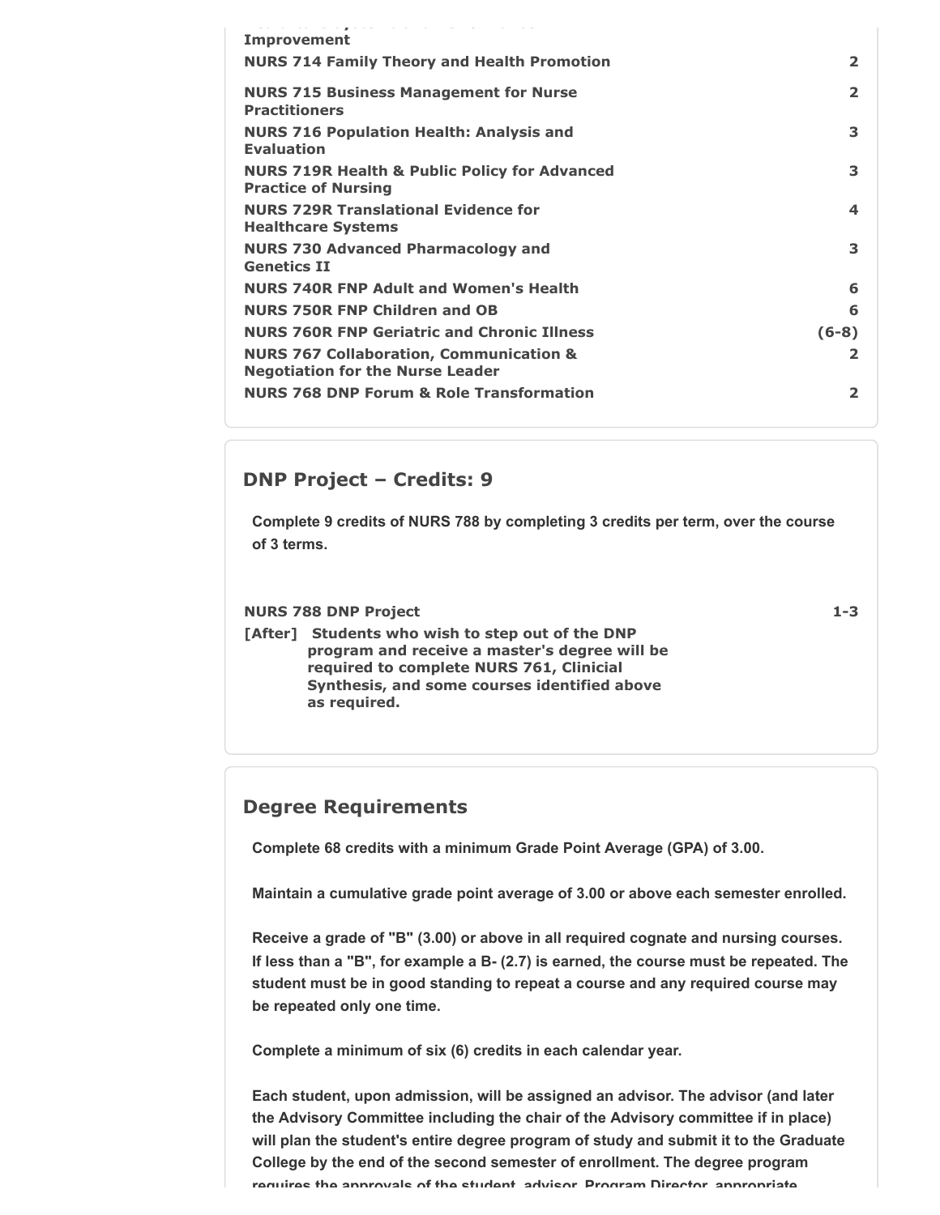Improvement

| | |
|---|---|
| **NURS 714 Family Theory and Health Promotion** | **2** |
| **NURS 715 Business Management for Nurse Practitioners** | **2** |
| **NURS 716 Population Health: Analysis and Evaluation** | **3** |
| **NURS 719R Health & Public Policy for Advanced Practice of Nursing** | **3** |
| **NURS 729R Translational Evidence for Healthcare Systems** | **4** |
| **NURS 730 Advanced Pharmacology and Genetics II** | **3** |
| **NURS 740R FNP Adult and Women's Health** | **6** |
| **NURS 750R FNP Children and OB** | **6** |
| **NURS 760R FNP Geriatric and Chronic Illness** | **(6-8)** |
| **NURS 767 Collaboration, Communication & Negotiation for the Nurse Leader** | **2** |
| **NURS 768 DNP Forum & Role Transformation** | **2** |

## DNP Project – Credits: 9

**Complete 9 credits of NURS 788 by completing 3 credits per term, over the course of 3 terms.**

| | |
|---|---|
| **NURS 788 DNP Project** | **1-3** |

**[After]** **Students who wish to step out of the DNP program and receive a master's degree will be required to complete NURS 761, Clinicial Synthesis, and some courses identified above as required.**

## Degree Requirements

**Complete 68 credits with a minimum Grade Point Average (GPA) of 3.00.**

**Maintain a cumulative grade point average of 3.00 or above each semester enrolled.**

**Receive a grade of "B" (3.00) or above in all required cognate and nursing courses. If less than a "B", for example a B- (2.7) is earned, the course must be repeated. The student must be in good standing to repeat a course and any required course may be repeated only one time.**

**Complete a minimum of six (6) credits in each calendar year.**

**Each student, upon admission, will be assigned an advisor. The advisor (and later the Advisory Committee including the chair of the Advisory committee if in place) will plan the student's entire degree program of study and submit it to the Graduate College by the end of the second semester of enrollment. The degree program requires the approvals of the student, advisor, Program Director, appropriate**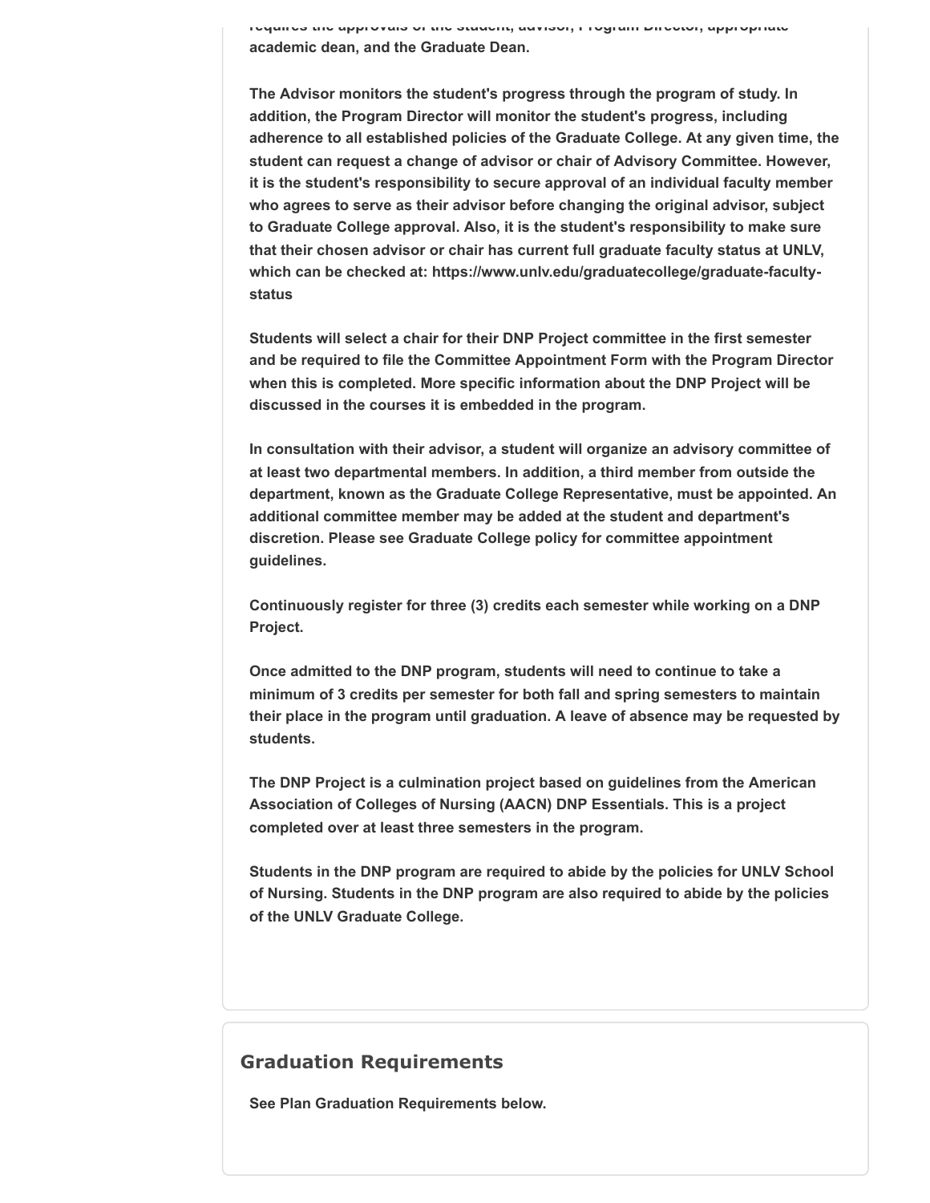requires the approvals of the student, advisor, Program Director, appropriate academic dean, and the Graduate Dean.

The Advisor monitors the student's progress through the program of study. In addition, the Program Director will monitor the student's progress, including adherence to all established policies of the Graduate College. At any given time, the student can request a change of advisor or chair of Advisory Committee. However, it is the student's responsibility to secure approval of an individual faculty member who agrees to serve as their advisor before changing the original advisor, subject to Graduate College approval. Also, it is the student's responsibility to make sure that their chosen advisor or chair has current full graduate faculty status at UNLV, which can be checked at: https://www.unlv.edu/graduatecollege/graduate-faculty-status

Students will select a chair for their DNP Project committee in the first semester and be required to file the Committee Appointment Form with the Program Director when this is completed. More specific information about the DNP Project will be discussed in the courses it is embedded in the program.

In consultation with their advisor, a student will organize an advisory committee of at least two departmental members. In addition, a third member from outside the department, known as the Graduate College Representative, must be appointed. An additional committee member may be added at the student and department's discretion. Please see Graduate College policy for committee appointment guidelines.

Continuously register for three (3) credits each semester while working on a DNP Project.

Once admitted to the DNP program, students will need to continue to take a minimum of 3 credits per semester for both fall and spring semesters to maintain their place in the program until graduation. A leave of absence may be requested by students.

The DNP Project is a culmination project based on guidelines from the American Association of Colleges of Nursing (AACN) DNP Essentials. This is a project completed over at least three semesters in the program.

Students in the DNP program are required to abide by the policies for UNLV School of Nursing. Students in the DNP program are also required to abide by the policies of the UNLV Graduate College.

## Graduation Requirements

See Plan Graduation Requirements below.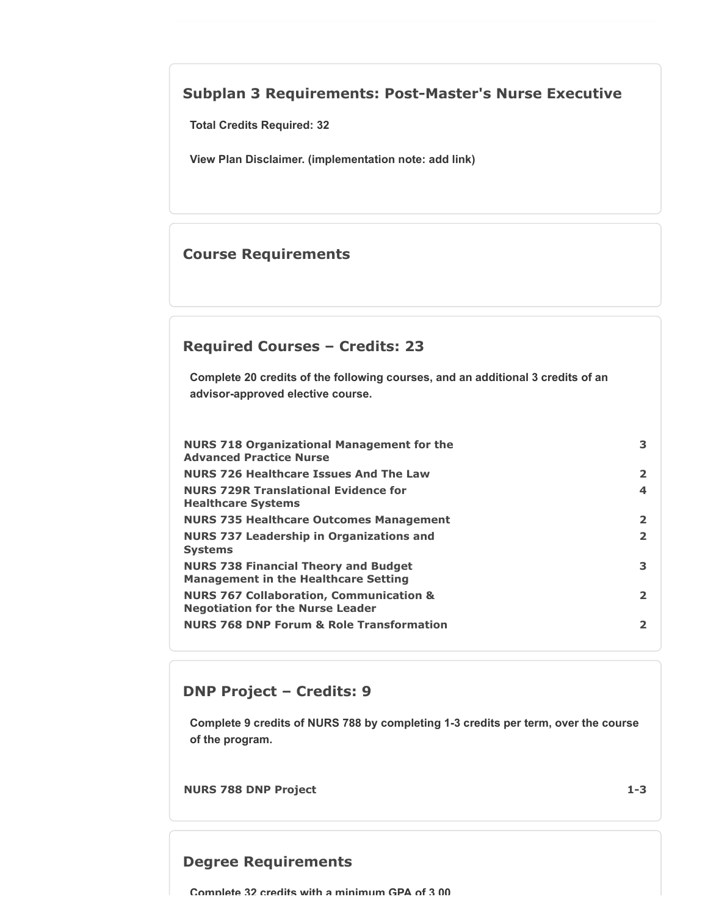## Subplan 3 Requirements: Post-Master's Nurse Executive

**Total Credits Required: 32**

**View Plan Disclaimer. (implementation note: add link)**

## Course Requirements

## Required Courses – Credits: 23

**Complete 20 credits of the following courses, and an additional 3 credits of an advisor-approved elective course.**

| Course | Credits |
| --- | --- |
| **NURS 718 Organizational Management for the Advanced Practice Nurse** | **3** |
| **NURS 726 Healthcare Issues And The Law** | **2** |
| **NURS 729R Translational Evidence for Healthcare Systems** | **4** |
| **NURS 735 Healthcare Outcomes Management** | **2** |
| **NURS 737 Leadership in Organizations and Systems** | **2** |
| **NURS 738 Financial Theory and Budget Management in the Healthcare Setting** | **3** |
| **NURS 767 Collaboration, Communication & Negotiation for the Nurse Leader** | **2** |
| **NURS 768 DNP Forum & Role Transformation** | **2** |

## DNP Project – Credits: 9

**Complete 9 credits of NURS 788 by completing 1-3 credits per term, over the course of the program.**

| Course | Credits |
| --- | --- |
| **NURS 788 DNP Project** | **1-3** |

## Degree Requirements

**Complete 32 credits with a minimum GPA of 3.00**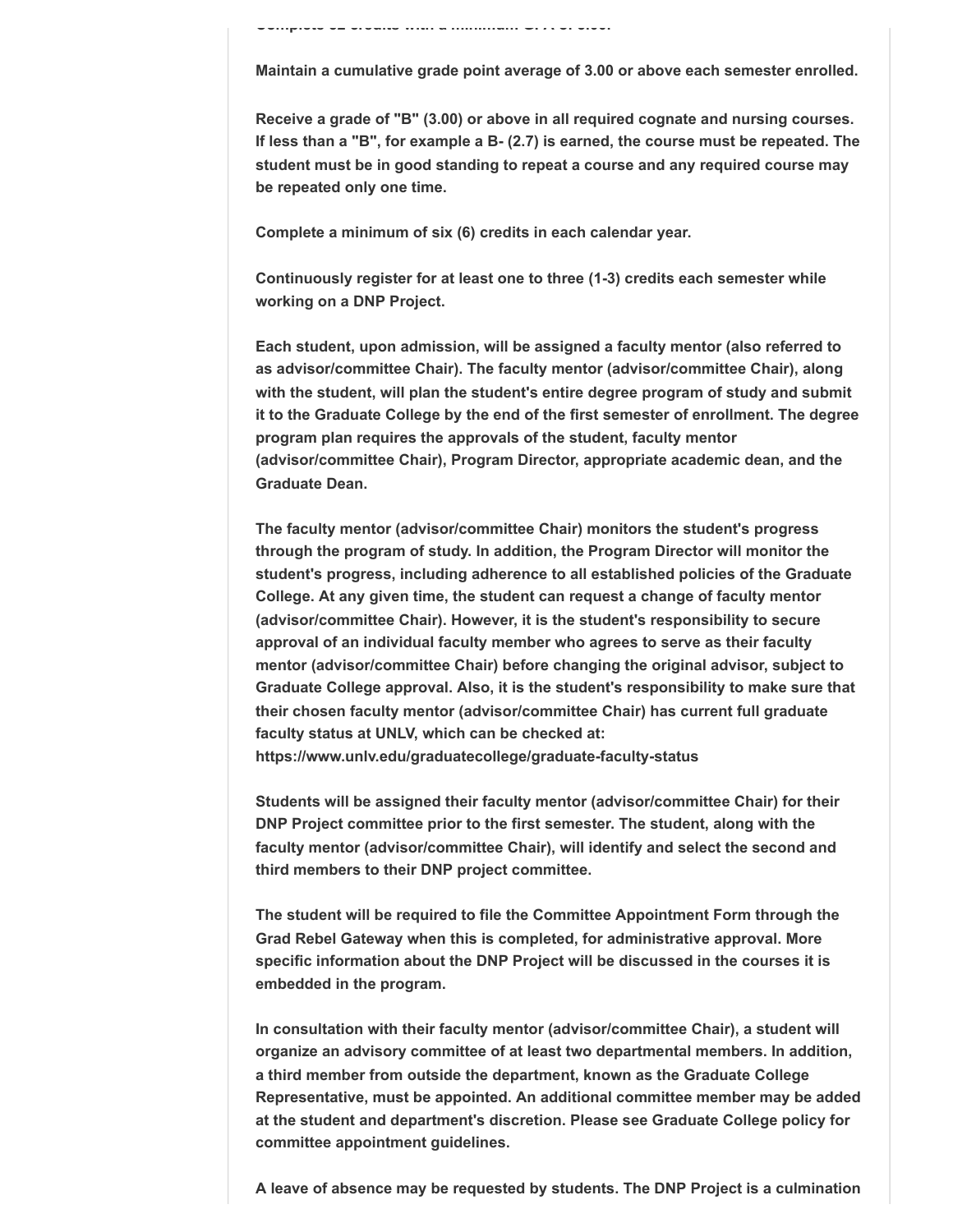Complete 32 credits with a minimum GPA of 3.00.

**Maintain a cumulative grade point average of 3.00 or above each semester enrolled.**

**Receive a grade of "B" (3.00) or above in all required cognate and nursing courses. If less than a "B", for example a B- (2.7) is earned, the course must be repeated. The student must be in good standing to repeat a course and any required course may be repeated only one time.**

**Complete a minimum of six (6) credits in each calendar year.**

**Continuously register for at least one to three (1-3) credits each semester while working on a DNP Project.**

**Each student, upon admission, will be assigned a faculty mentor (also referred to as advisor/committee Chair). The faculty mentor (advisor/committee Chair), along with the student, will plan the student's entire degree program of study and submit it to the Graduate College by the end of the first semester of enrollment. The degree program plan requires the approvals of the student, faculty mentor (advisor/committee Chair), Program Director, appropriate academic dean, and the Graduate Dean.**

**The faculty mentor (advisor/committee Chair) monitors the student's progress through the program of study. In addition, the Program Director will monitor the student's progress, including adherence to all established policies of the Graduate College. At any given time, the student can request a change of faculty mentor (advisor/committee Chair). However, it is the student's responsibility to secure approval of an individual faculty member who agrees to serve as their faculty mentor (advisor/committee Chair) before changing the original advisor, subject to Graduate College approval. Also, it is the student's responsibility to make sure that their chosen faculty mentor (advisor/committee Chair) has current full graduate faculty status at UNLV, which can be checked at: https://www.unlv.edu/graduatecollege/graduate-faculty-status**

**Students will be assigned their faculty mentor (advisor/committee Chair) for their DNP Project committee prior to the first semester. The student, along with the faculty mentor (advisor/committee Chair), will identify and select the second and third members to their DNP project committee.**

**The student will be required to file the Committee Appointment Form through the Grad Rebel Gateway when this is completed, for administrative approval. More specific information about the DNP Project will be discussed in the courses it is embedded in the program.**

**In consultation with their faculty mentor (advisor/committee Chair), a student will organize an advisory committee of at least two departmental members. In addition, a third member from outside the department, known as the Graduate College Representative, must be appointed. An additional committee member may be added at the student and department's discretion. Please see Graduate College policy for committee appointment guidelines.**

**A leave of absence may be requested by students. The DNP Project is a culmination**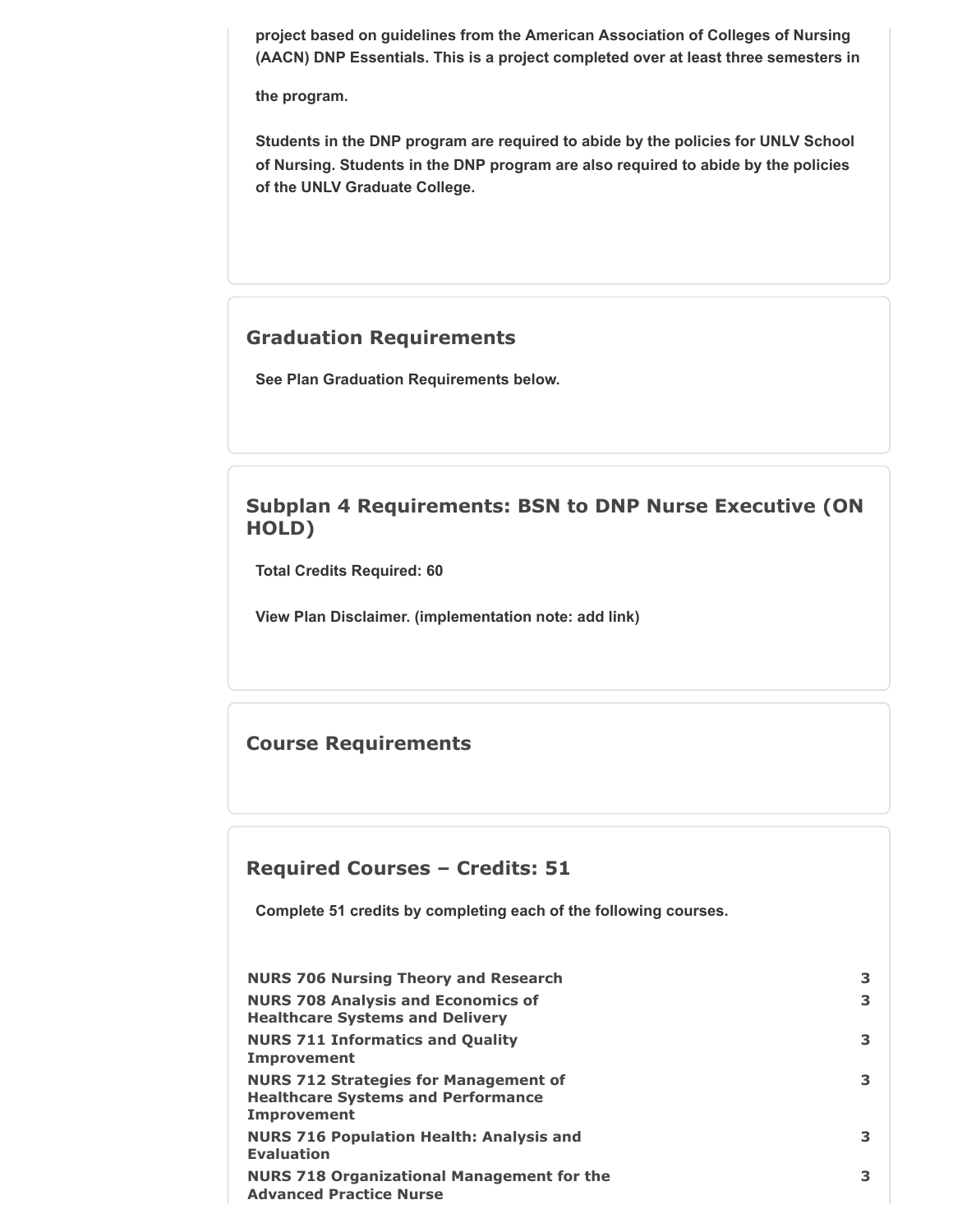project based on guidelines from the American Association of Colleges of Nursing (AACN) DNP Essentials. This is a project completed over at least three semesters in the program.

Students in the DNP program are required to abide by the policies for UNLV School of Nursing. Students in the DNP program are also required to abide by the policies of the UNLV Graduate College.

## Graduation Requirements

See Plan Graduation Requirements below.

## Subplan 4 Requirements: BSN to DNP Nurse Executive (ON HOLD)

Total Credits Required: 60

View Plan Disclaimer. (implementation note: add link)

## Course Requirements

## Required Courses – Credits: 51

Complete 51 credits by completing each of the following courses.

| Course | Credits |
|---|---|
| NURS 706 Nursing Theory and Research | 3 |
| NURS 708 Analysis and Economics of Healthcare Systems and Delivery | 3 |
| NURS 711 Informatics and Quality Improvement | 3 |
| NURS 712 Strategies for Management of Healthcare Systems and Performance Improvement | 3 |
| NURS 716 Population Health: Analysis and Evaluation | 3 |
| NURS 718 Organizational Management for the Advanced Practice Nurse | 3 |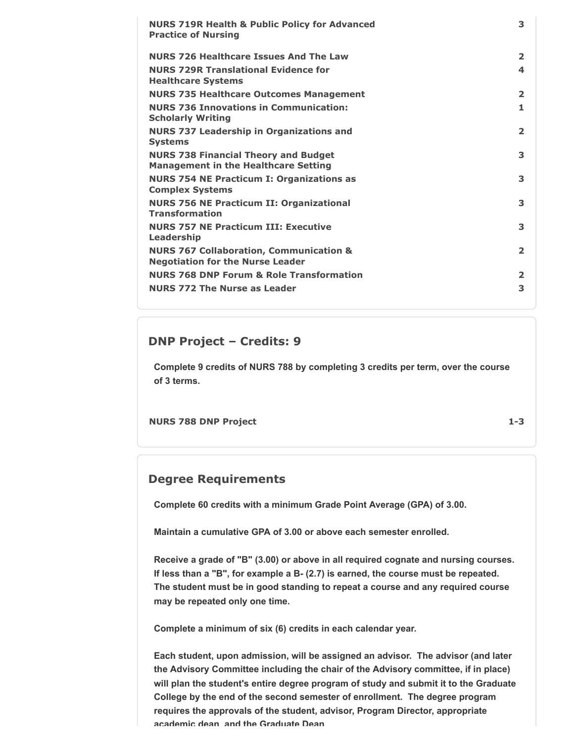| Course | Credits |
|---|---|
| **NURS 719R Health & Public Policy for Advanced Practice of Nursing** | 3 |
| **NURS 726 Healthcare Issues And The Law** | 2 |
| **NURS 729R Translational Evidence for Healthcare Systems** | 4 |
| **NURS 735 Healthcare Outcomes Management** | 2 |
| **NURS 736 Innovations in Communication: Scholarly Writing** | 1 |
| **NURS 737 Leadership in Organizations and Systems** | 2 |
| **NURS 738 Financial Theory and Budget Management in the Healthcare Setting** | 3 |
| **NURS 754 NE Practicum I: Organizations as Complex Systems** | 3 |
| **NURS 756 NE Practicum II: Organizational Transformation** | 3 |
| **NURS 757 NE Practicum III: Executive Leadership** | 3 |
| **NURS 767 Collaboration, Communication & Negotiation for the Nurse Leader** | 2 |
| **NURS 768 DNP Forum & Role Transformation** | 2 |
| **NURS 772 The Nurse as Leader** | 3 |

## DNP Project – Credits: 9

**Complete 9 credits of NURS 788 by completing 3 credits per term, over the course of 3 terms.**

| Course | Credits |
|---|---|
| **NURS 788 DNP Project** | 1-3 |

## Degree Requirements

**Complete 60 credits with a minimum Grade Point Average (GPA) of 3.00.**

**Maintain a cumulative GPA of 3.00 or above each semester enrolled.**

**Receive a grade of "B" (3.00) or above in all required cognate and nursing courses. If less than a "B", for example a B- (2.7) is earned, the course must be repeated. The student must be in good standing to repeat a course and any required course may be repeated only one time.**

**Complete a minimum of six (6) credits in each calendar year.**

**Each student, upon admission, will be assigned an advisor. The advisor (and later the Advisory Committee including the chair of the Advisory committee, if in place) will plan the student's entire degree program of study and submit it to the Graduate College by the end of the second semester of enrollment. The degree program requires the approvals of the student, advisor, Program Director, appropriate academic dean, and the Graduate Dean.**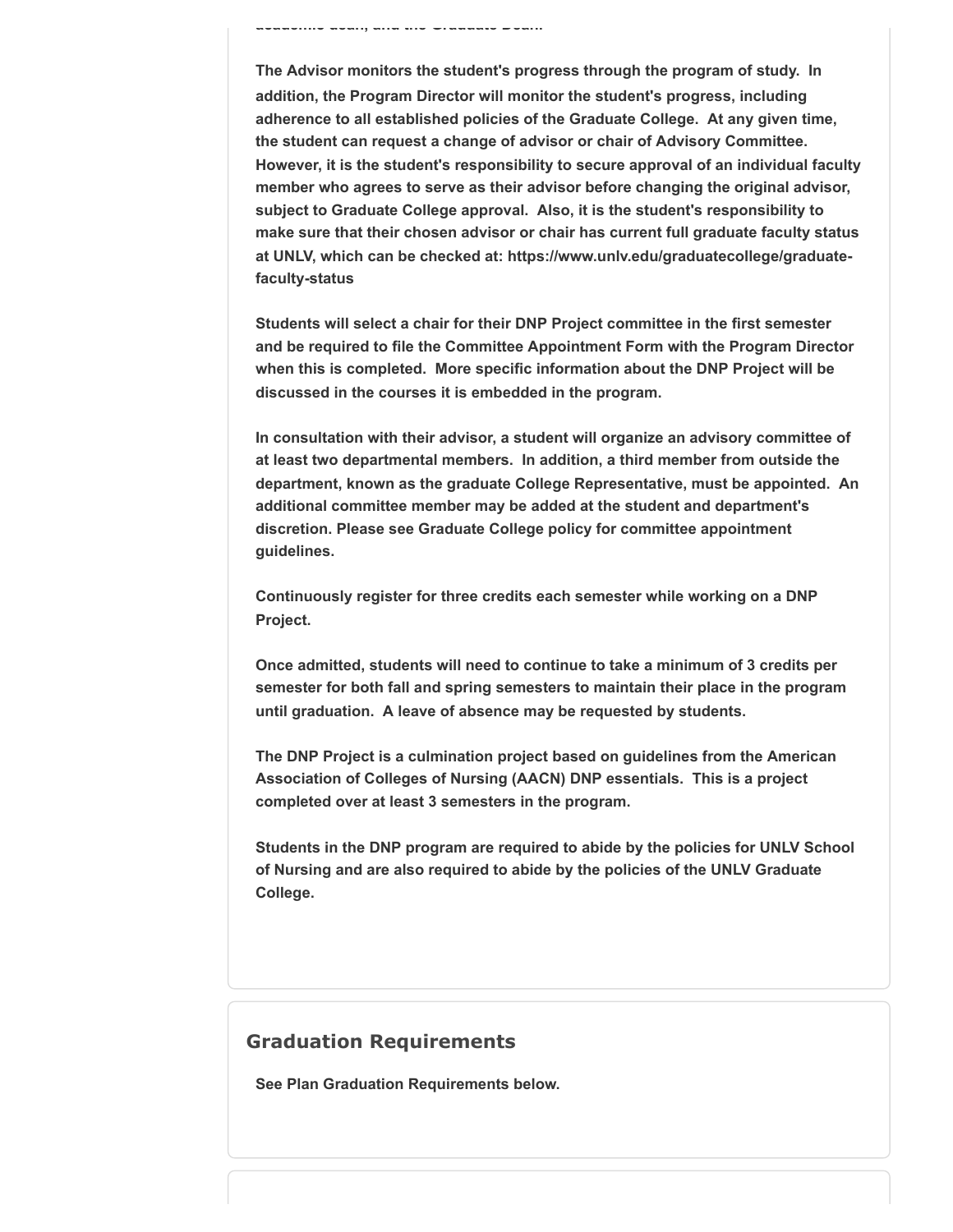academic dean, and the Graduate Dean.

**The Advisor monitors the student's progress through the program of study. In addition, the Program Director will monitor the student's progress, including adherence to all established policies of the Graduate College. At any given time, the student can request a change of advisor or chair of Advisory Committee. However, it is the student's responsibility to secure approval of an individual faculty member who agrees to serve as their advisor before changing the original advisor, subject to Graduate College approval. Also, it is the student's responsibility to make sure that their chosen advisor or chair has current full graduate faculty status at UNLV, which can be checked at: https://www.unlv.edu/graduatecollege/graduate-faculty-status**

**Students will select a chair for their DNP Project committee in the first semester and be required to file the Committee Appointment Form with the Program Director when this is completed. More specific information about the DNP Project will be discussed in the courses it is embedded in the program.**

**In consultation with their advisor, a student will organize an advisory committee of at least two departmental members. In addition, a third member from outside the department, known as the graduate College Representative, must be appointed. An additional committee member may be added at the student and department's discretion. Please see Graduate College policy for committee appointment guidelines.**

**Continuously register for three credits each semester while working on a DNP Project.**

**Once admitted, students will need to continue to take a minimum of 3 credits per semester for both fall and spring semesters to maintain their place in the program until graduation. A leave of absence may be requested by students.**

**The DNP Project is a culmination project based on guidelines from the American Association of Colleges of Nursing (AACN) DNP essentials. This is a project completed over at least 3 semesters in the program.**

**Students in the DNP program are required to abide by the policies for UNLV School of Nursing and are also required to abide by the policies of the UNLV Graduate College.**

## Graduation Requirements

**See Plan Graduation Requirements below.**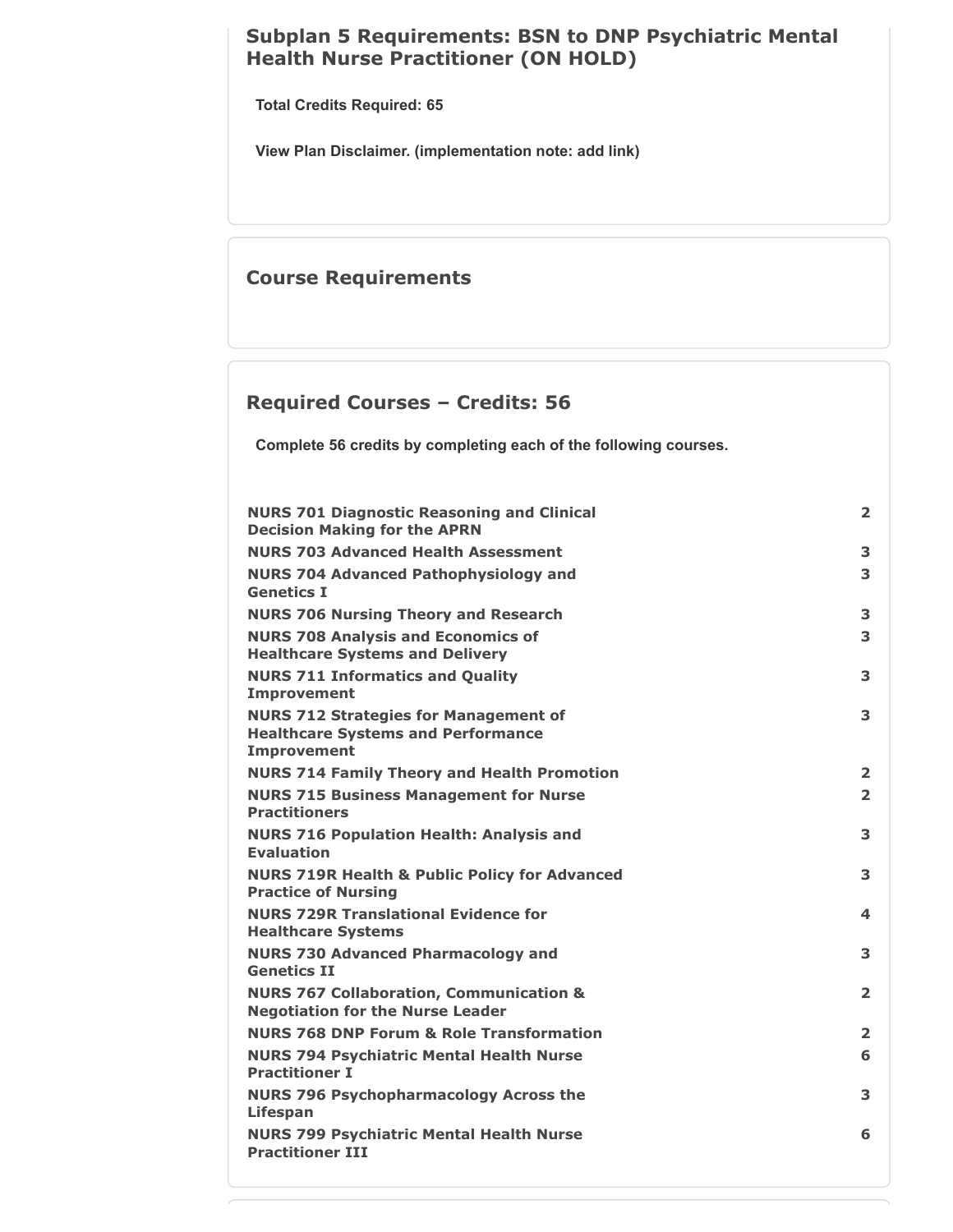## Subplan 5 Requirements: BSN to DNP Psychiatric Mental Health Nurse Practitioner (ON HOLD)

**Total Credits Required: 65**

**View Plan Disclaimer. (implementation note: add link)**

## Course Requirements

## Required Courses – Credits: 56

**Complete 56 credits by completing each of the following courses.**

| Course | Credits |
| --- | --- |
| **NURS 701 Diagnostic Reasoning and Clinical Decision Making for the APRN** | **2** |
| **NURS 703 Advanced Health Assessment** | **3** |
| **NURS 704 Advanced Pathophysiology and Genetics I** | **3** |
| **NURS 706 Nursing Theory and Research** | **3** |
| **NURS 708 Analysis and Economics of Healthcare Systems and Delivery** | **3** |
| **NURS 711 Informatics and Quality Improvement** | **3** |
| **NURS 712 Strategies for Management of Healthcare Systems and Performance Improvement** | **3** |
| **NURS 714 Family Theory and Health Promotion** | **2** |
| **NURS 715 Business Management for Nurse Practitioners** | **2** |
| **NURS 716 Population Health: Analysis and Evaluation** | **3** |
| **NURS 719R Health & Public Policy for Advanced Practice of Nursing** | **3** |
| **NURS 729R Translational Evidence for Healthcare Systems** | **4** |
| **NURS 730 Advanced Pharmacology and Genetics II** | **3** |
| **NURS 767 Collaboration, Communication & Negotiation for the Nurse Leader** | **2** |
| **NURS 768 DNP Forum & Role Transformation** | **2** |
| **NURS 794 Psychiatric Mental Health Nurse Practitioner I** | **6** |
| **NURS 796 Psychopharmacology Across the Lifespan** | **3** |
| **NURS 799 Psychiatric Mental Health Nurse Practitioner III** | **6** |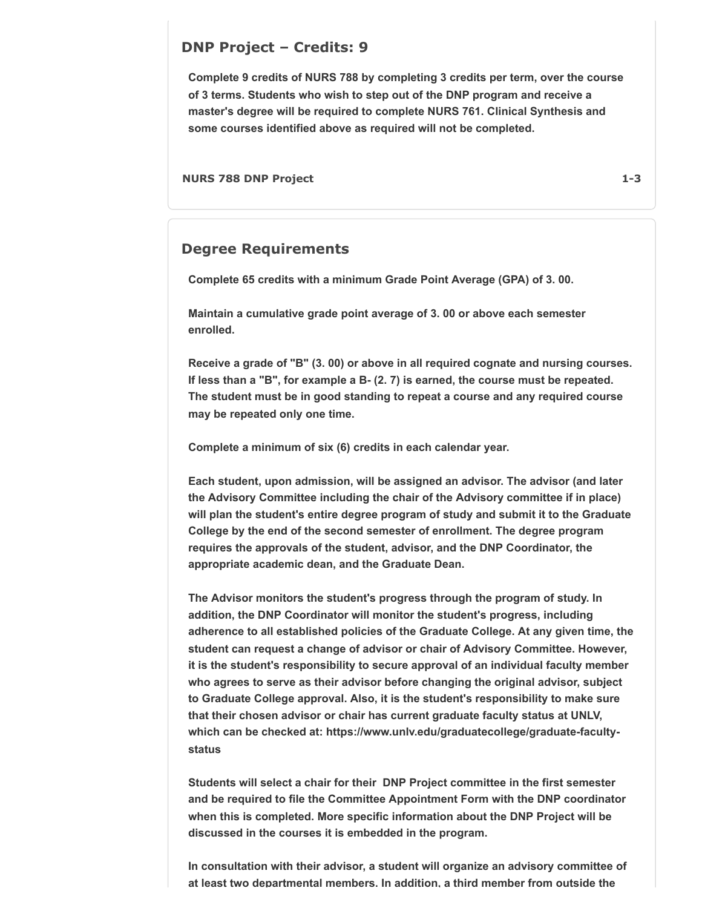## DNP Project – Credits: 9

**Complete 9 credits of NURS 788 by completing 3 credits per term, over the course of 3 terms. Students who wish to step out of the DNP program and receive a master's degree will be required to complete NURS 761. Clinical Synthesis and some courses identified above as required will not be completed.**

| | |
|---|---|
| **NURS 788 DNP Project** | **1-3** |

## Degree Requirements

**Complete 65 credits with a minimum Grade Point Average (GPA) of 3. 00.**

**Maintain a cumulative grade point average of 3. 00 or above each semester enrolled.**

**Receive a grade of "B" (3. 00) or above in all required cognate and nursing courses. If less than a "B", for example a B- (2. 7) is earned, the course must be repeated. The student must be in good standing to repeat a course and any required course may be repeated only one time.**

**Complete a minimum of six (6) credits in each calendar year.**

**Each student, upon admission, will be assigned an advisor. The advisor (and later the Advisory Committee including the chair of the Advisory committee if in place) will plan the student's entire degree program of study and submit it to the Graduate College by the end of the second semester of enrollment. The degree program requires the approvals of the student, advisor, and the DNP Coordinator, the appropriate academic dean, and the Graduate Dean.**

**The Advisor monitors the student's progress through the program of study. In addition, the DNP Coordinator will monitor the student's progress, including adherence to all established policies of the Graduate College. At any given time, the student can request a change of advisor or chair of Advisory Committee. However, it is the student's responsibility to secure approval of an individual faculty member who agrees to serve as their advisor before changing the original advisor, subject to Graduate College approval. Also, it is the student's responsibility to make sure that their chosen advisor or chair has current graduate faculty status at UNLV, which can be checked at: https://www.unlv.edu/graduatecollege/graduate-faculty-status**

**Students will select a chair for their DNP Project committee in the first semester and be required to file the Committee Appointment Form with the DNP coordinator when this is completed. More specific information about the DNP Project will be discussed in the courses it is embedded in the program.**

**In consultation with their advisor, a student will organize an advisory committee of at least two departmental members. In addition, a third member from outside the**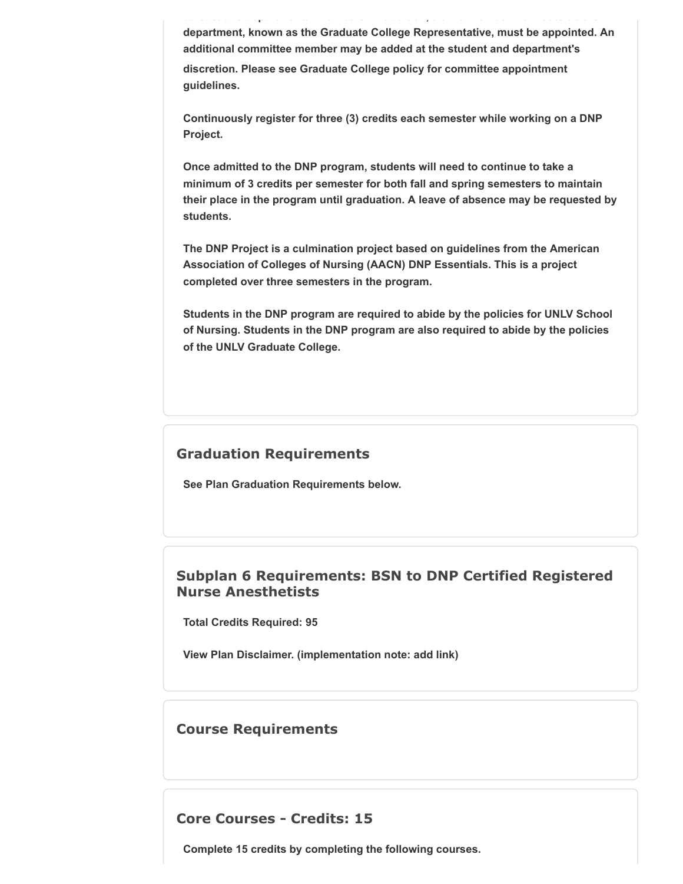department, known as the Graduate College Representative, must be appointed. An additional committee member may be added at the student and department's discretion. Please see Graduate College policy for committee appointment guidelines.

Continuously register for three (3) credits each semester while working on a DNP Project.

Once admitted to the DNP program, students will need to continue to take a minimum of 3 credits per semester for both fall and spring semesters to maintain their place in the program until graduation. A leave of absence may be requested by students.

The DNP Project is a culmination project based on guidelines from the American Association of Colleges of Nursing (AACN) DNP Essentials. This is a project completed over three semesters in the program.

Students in the DNP program are required to abide by the policies for UNLV School of Nursing. Students in the DNP program are also required to abide by the policies of the UNLV Graduate College.

## Graduation Requirements

See Plan Graduation Requirements below.

## Subplan 6 Requirements: BSN to DNP Certified Registered Nurse Anesthetists

Total Credits Required: 95

View Plan Disclaimer. (implementation note: add link)

## Course Requirements

## Core Courses - Credits: 15

Complete 15 credits by completing the following courses.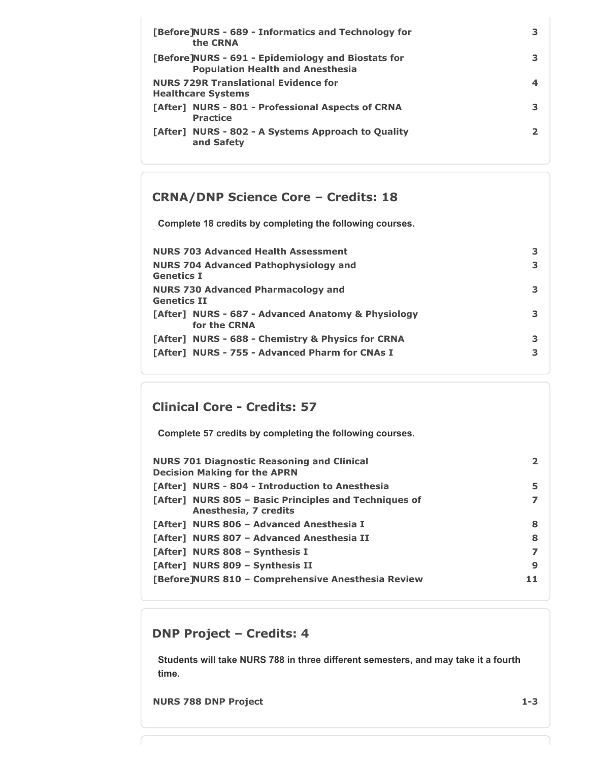| Course | Credits |
|---|---|
| [Before] NURS - 689 - Informatics and Technology for the CRNA | 3 |
| [Before] NURS - 691 - Epidemiology and Biostats for Population Health and Anesthesia | 3 |
| NURS 729R Translational Evidence for Healthcare Systems | 4 |
| [After] NURS - 801 - Professional Aspects of CRNA Practice | 3 |
| [After] NURS - 802 - A Systems Approach to Quality and Safety | 2 |

## CRNA/DNP Science Core – Credits: 18

Complete 18 credits by completing the following courses.

| Course | Credits |
|---|---|
| NURS 703 Advanced Health Assessment | 3 |
| NURS 704 Advanced Pathophysiology and Genetics I | 3 |
| NURS 730 Advanced Pharmacology and Genetics II | 3 |
| [After] NURS - 687 - Advanced Anatomy & Physiology for the CRNA | 3 |
| [After] NURS - 688 - Chemistry & Physics for CRNA | 3 |
| [After] NURS - 755 - Advanced Pharm for CNAs I | 3 |

## Clinical Core - Credits: 57

Complete 57 credits by completing the following courses.

| Course | Credits |
|---|---|
| NURS 701 Diagnostic Reasoning and Clinical Decision Making for the APRN | 2 |
| [After] NURS - 804 - Introduction to Anesthesia | 5 |
| [After] NURS 805 – Basic Principles and Techniques of Anesthesia, 7 credits | 7 |
| [After] NURS 806 – Advanced Anesthesia I | 8 |
| [After] NURS 807 – Advanced Anesthesia II | 8 |
| [After] NURS 808 – Synthesis I | 7 |
| [After] NURS 809 – Synthesis II | 9 |
| [Before] NURS 810 – Comprehensive Anesthesia Review | 11 |

## DNP Project – Credits: 4

Students will take NURS 788 in three different semesters, and may take it a fourth time.

| Course | Credits |
|---|---|
| NURS 788 DNP Project | 1-3 |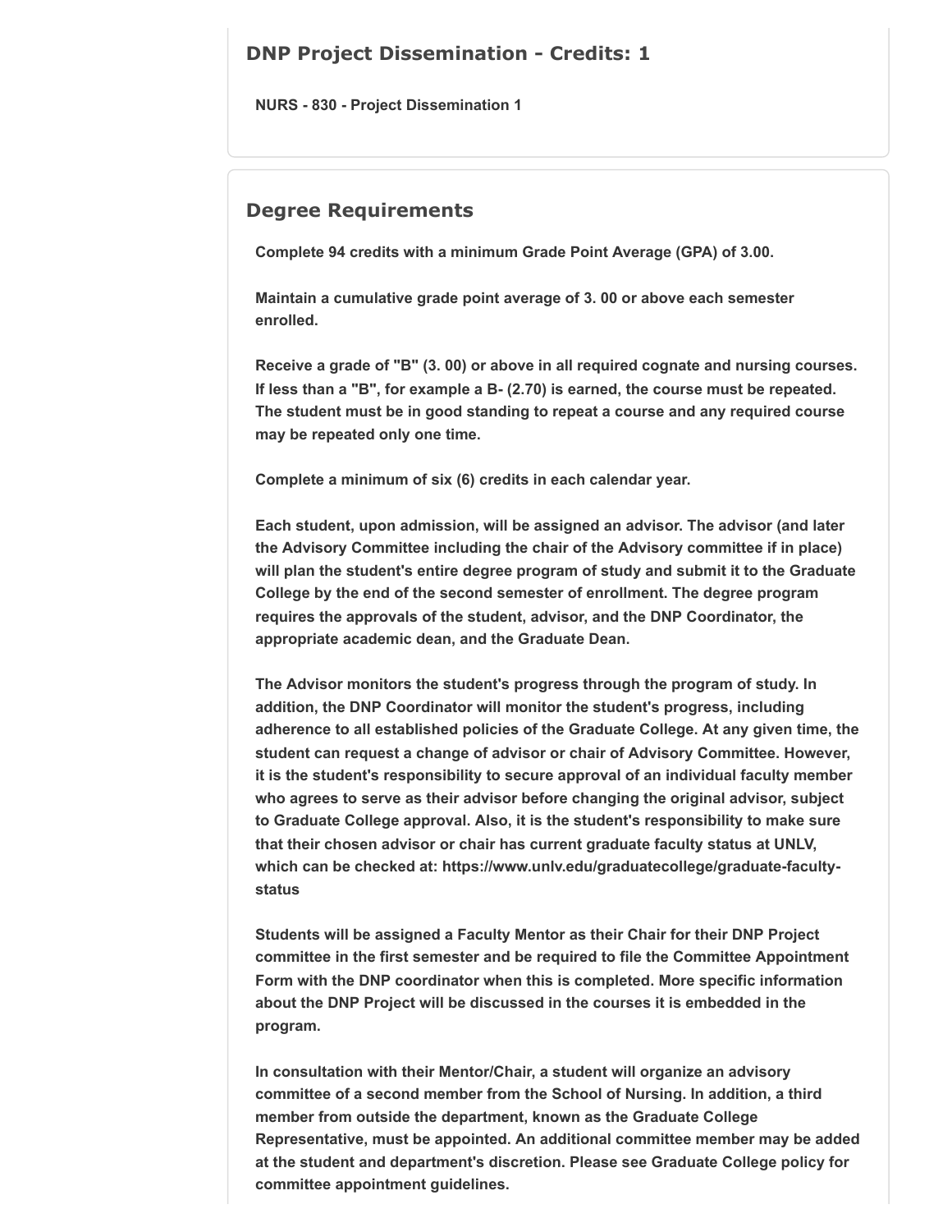## DNP Project Dissemination - Credits: 1

**NURS - 830 - Project Dissemination 1**

## Degree Requirements

**Complete 94 credits with a minimum Grade Point Average (GPA) of 3.00.**

**Maintain a cumulative grade point average of 3. 00 or above each semester enrolled.**

**Receive a grade of "B" (3. 00) or above in all required cognate and nursing courses. If less than a "B", for example a B- (2.70) is earned, the course must be repeated. The student must be in good standing to repeat a course and any required course may be repeated only one time.**

**Complete a minimum of six (6) credits in each calendar year.**

**Each student, upon admission, will be assigned an advisor. The advisor (and later the Advisory Committee including the chair of the Advisory committee if in place) will plan the student's entire degree program of study and submit it to the Graduate College by the end of the second semester of enrollment. The degree program requires the approvals of the student, advisor, and the DNP Coordinator, the appropriate academic dean, and the Graduate Dean.**

**The Advisor monitors the student's progress through the program of study. In addition, the DNP Coordinator will monitor the student's progress, including adherence to all established policies of the Graduate College. At any given time, the student can request a change of advisor or chair of Advisory Committee. However, it is the student's responsibility to secure approval of an individual faculty member who agrees to serve as their advisor before changing the original advisor, subject to Graduate College approval. Also, it is the student's responsibility to make sure that their chosen advisor or chair has current graduate faculty status at UNLV, which can be checked at: https://www.unlv.edu/graduatecollege/graduate-faculty-status**

**Students will be assigned a Faculty Mentor as their Chair for their DNP Project committee in the first semester and be required to file the Committee Appointment Form with the DNP coordinator when this is completed. More specific information about the DNP Project will be discussed in the courses it is embedded in the program.**

**In consultation with their Mentor/Chair, a student will organize an advisory committee of a second member from the School of Nursing. In addition, a third member from outside the department, known as the Graduate College Representative, must be appointed. An additional committee member may be added at the student and department's discretion. Please see Graduate College policy for committee appointment guidelines.**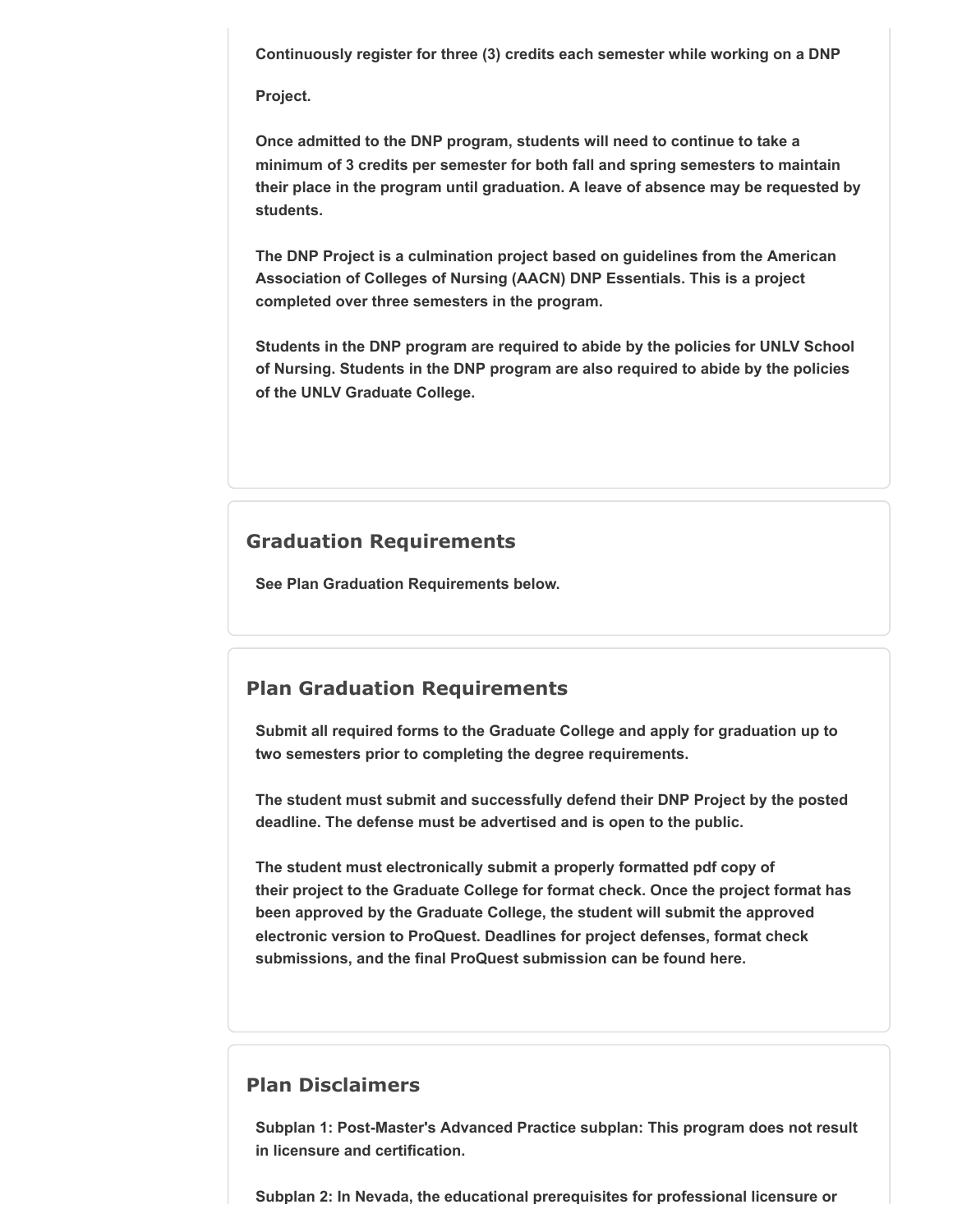Continuously register for three (3) credits each semester while working on a DNP Project.

Once admitted to the DNP program, students will need to continue to take a minimum of 3 credits per semester for both fall and spring semesters to maintain their place in the program until graduation. A leave of absence may be requested by students.

The DNP Project is a culmination project based on guidelines from the American Association of Colleges of Nursing (AACN) DNP Essentials. This is a project completed over three semesters in the program.

Students in the DNP program are required to abide by the policies for UNLV School of Nursing. Students in the DNP program are also required to abide by the policies of the UNLV Graduate College.

## Graduation Requirements

See Plan Graduation Requirements below.

## Plan Graduation Requirements

Submit all required forms to the Graduate College and apply for graduation up to two semesters prior to completing the degree requirements.

The student must submit and successfully defend their DNP Project by the posted deadline. The defense must be advertised and is open to the public.

The student must electronically submit a properly formatted pdf copy of their project to the Graduate College for format check. Once the project format has been approved by the Graduate College, the student will submit the approved electronic version to ProQuest. Deadlines for project defenses, format check submissions, and the final ProQuest submission can be found here.

## Plan Disclaimers

Subplan 1: Post-Master's Advanced Practice subplan: This program does not result in licensure and certification.

Subplan 2: In Nevada, the educational prerequisites for professional licensure or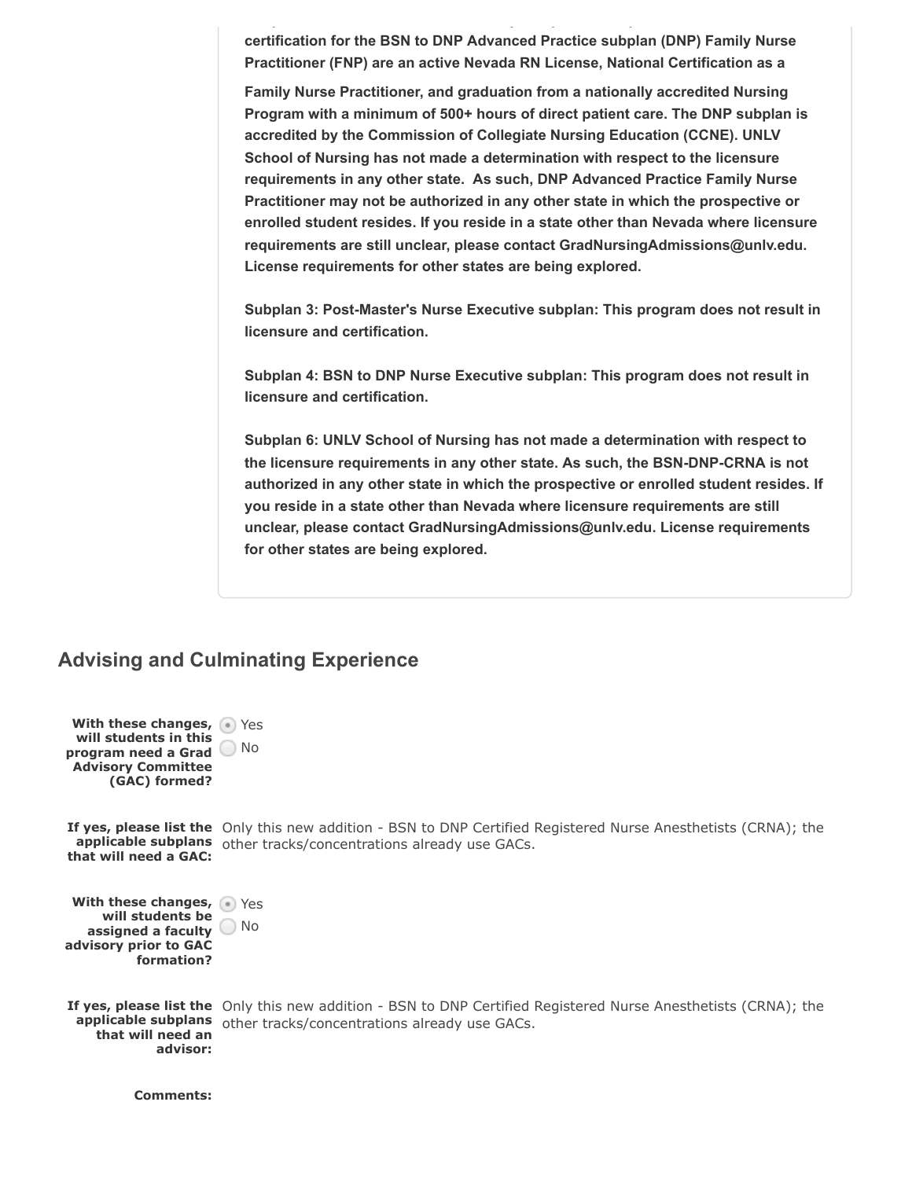**certification for the BSN to DNP Advanced Practice subplan (DNP) Family Nurse Practitioner (FNP) are an active Nevada RN License, National Certification as a Family Nurse Practitioner, and graduation from a nationally accredited Nursing Program with a minimum of 500+ hours of direct patient care. The DNP subplan is accredited by the Commission of Collegiate Nursing Education (CCNE). UNLV School of Nursing has not made a determination with respect to the licensure requirements in any other state. As such, DNP Advanced Practice Family Nurse Practitioner may not be authorized in any other state in which the prospective or enrolled student resides. If you reside in a state other than Nevada where licensure requirements are still unclear, please contact GradNursingAdmissions@unlv.edu. License requirements for other states are being explored.**

**Subplan 3: Post-Master's Nurse Executive subplan: This program does not result in licensure and certification.**

**Subplan 4: BSN to DNP Nurse Executive subplan: This program does not result in licensure and certification.**

**Subplan 6: UNLV School of Nursing has not made a determination with respect to the licensure requirements in any other state. As such, the BSN-DNP-CRNA is not authorized in any other state in which the prospective or enrolled student resides. If you reside in a state other than Nevada where licensure requirements are still unclear, please contact GradNursingAdmissions@unlv.edu. License requirements for other states are being explored.**

## Advising and Culminating Experience

**With these changes, will students in this program need a Grad Advisory Committee (GAC) formed?**

- (•) Yes
- ( ) No

**If yes, please list the applicable subplans that will need a GAC:** Only this new addition - BSN to DNP Certified Registered Nurse Anesthetists (CRNA); the other tracks/concentrations already use GACs.

**With these changes, will students be assigned a faculty advisory prior to GAC formation?**

- (•) Yes
- ( ) No

**If yes, please list the applicable subplans that will need an advisor:** Only this new addition - BSN to DNP Certified Registered Nurse Anesthetists (CRNA); the other tracks/concentrations already use GACs.

**Comments:**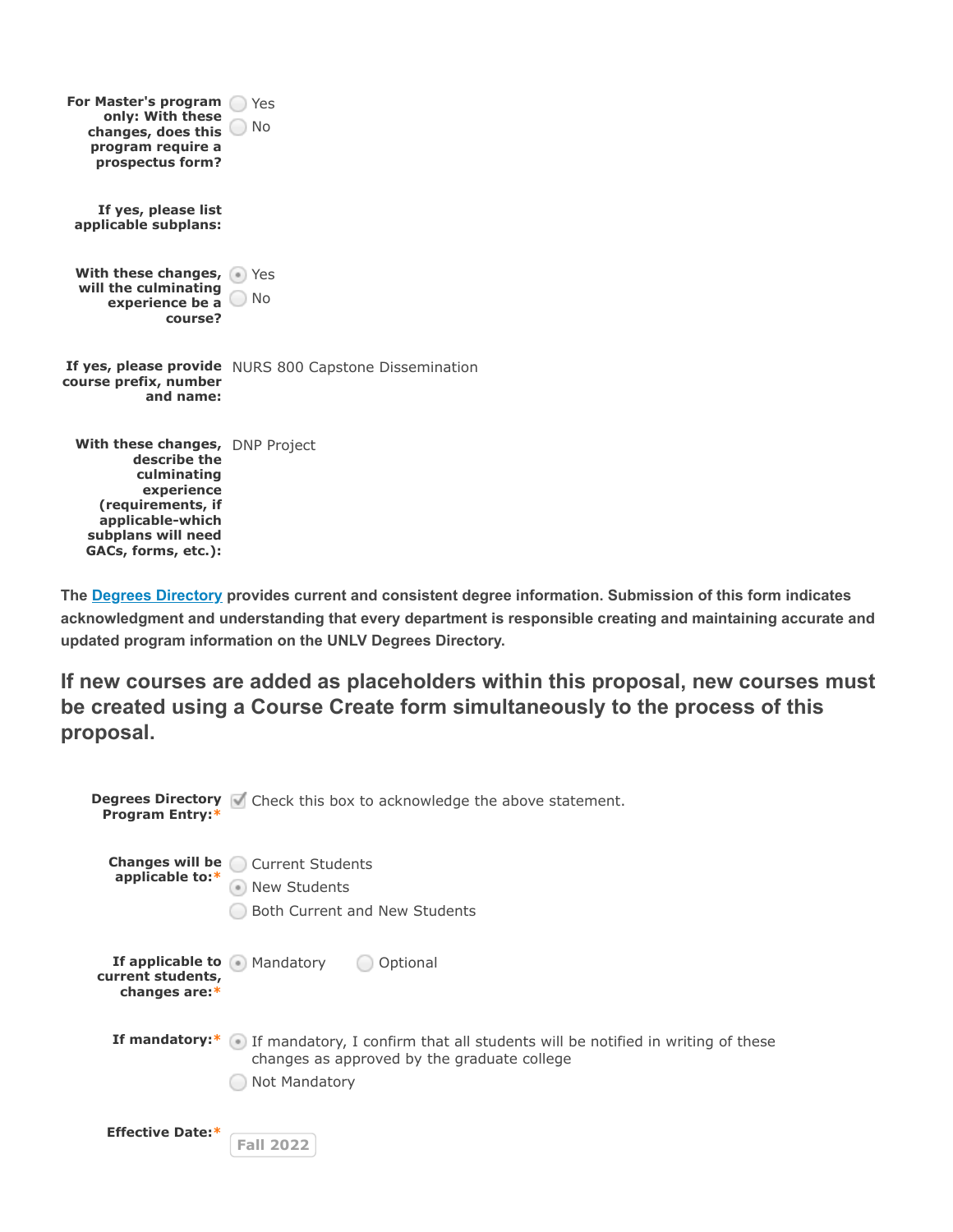**For Master's program only: With these changes, does this program require a prospectus form?**

- ( ) Yes
- ( ) No

**If yes, please list applicable subplans:**

**With these changes, will the culminating experience be a course?**

- (•) Yes
- ( ) No

**If yes, please provide course prefix, number and name:** NURS 800 Capstone Dissemination

**With these changes, describe the culminating experience (requirements, if applicable-which subplans will need GACs, forms, etc.):** DNP Project

**The [Degrees Directory] provides current and consistent degree information. Submission of this form indicates acknowledgment and understanding that every department is responsible creating and maintaining accurate and updated program information on the UNLV Degrees Directory.**

## If new courses are added as placeholders within this proposal, new courses must be created using a Course Create form simultaneously to the process of this proposal.

**Degrees Directory Program Entry:***

- [x] Check this box to acknowledge the above statement.

**Changes will be applicable to:***

- ( ) Current Students
- (•) New Students
- ( ) Both Current and New Students

**If applicable to current students, changes are:***

- (•) Mandatory
- ( ) Optional

**If mandatory:***

- (•) If mandatory, I confirm that all students will be notified in writing of these changes as approved by the graduate college
- ( ) Not Mandatory

**Effective Date:*** Fall 2022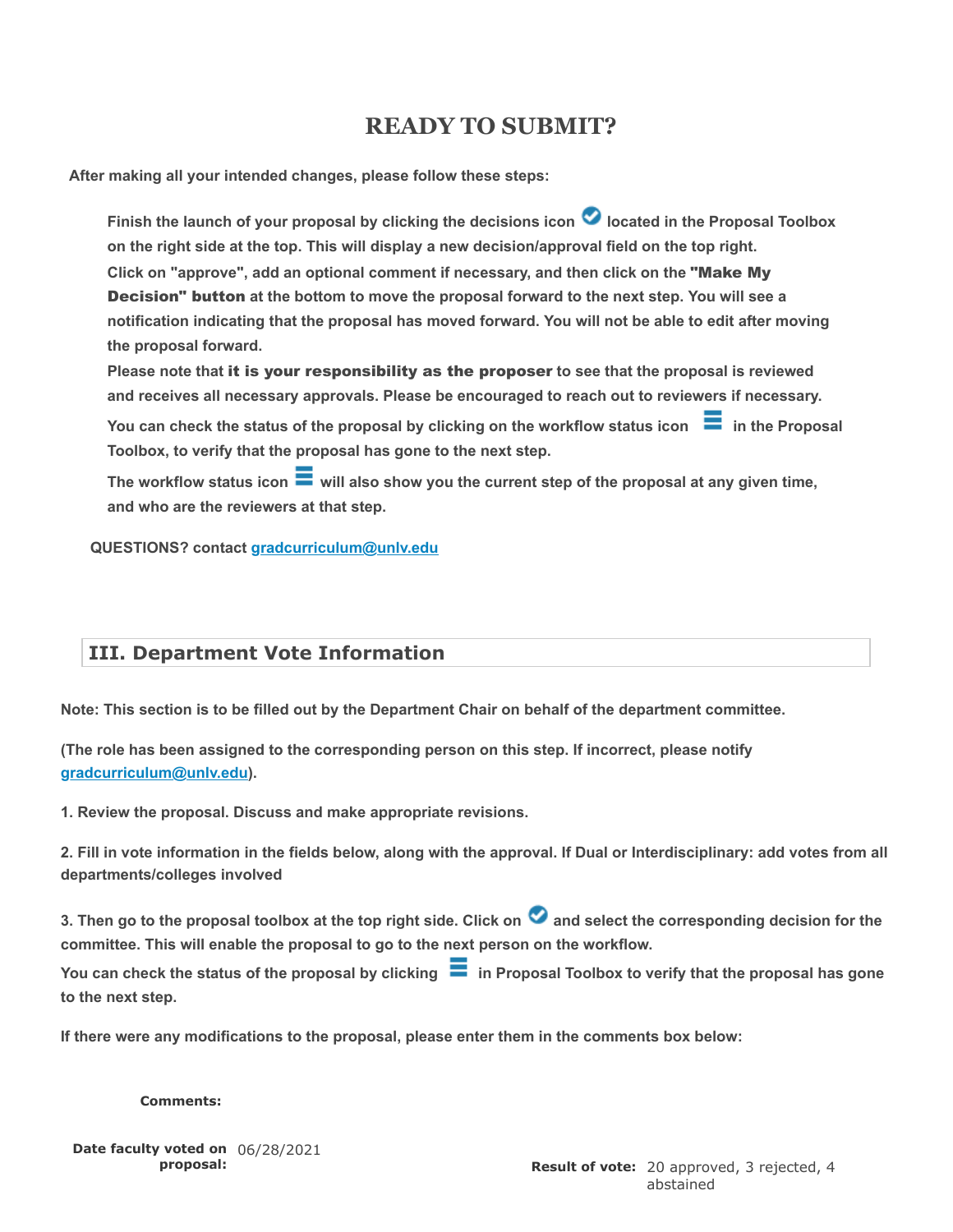## READY TO SUBMIT?

**After making all your intended changes, please follow these steps:**

**Finish the launch of your proposal by clicking the decisions icon ✔ located in the Proposal Toolbox on the right side at the top. This will display a new decision/approval field on the top right.**
**Click on "approve", add an optional comment if necessary, and then click on the "Make My Decision" button at the bottom to move the proposal forward to the next step. You will see a notification indicating that the proposal has moved forward. You will not be able to edit after moving the proposal forward.**
**Please note that it is your responsibility as the proposer to see that the proposal is reviewed and receives all necessary approvals. Please be encouraged to reach out to reviewers if necessary.**
**You can check the status of the proposal by clicking on the workflow status icon ☰ in the Proposal Toolbox, to verify that the proposal has gone to the next step.**
**The workflow status icon ☰ will also show you the current step of the proposal at any given time, and who are the reviewers at that step.**

**QUESTIONS? contact gradcurriculum@unlv.edu**

## III. Department Vote Information

**Note: This section is to be filled out by the Department Chair on behalf of the department committee.**

**(The role has been assigned to the corresponding person on this step. If incorrect, please notify gradcurriculum@unlv.edu).**

**1. Review the proposal. Discuss and make appropriate revisions.**

**2. Fill in vote information in the fields below, along with the approval. If Dual or Interdisciplinary: add votes from all departments/colleges involved**

**3. Then go to the proposal toolbox at the top right side. Click on ✔ and select the corresponding decision for the committee. This will enable the proposal to go to the next person on the workflow.**
**You can check the status of the proposal by clicking ☰ in Proposal Toolbox to verify that the proposal has gone to the next step.**

**If there were any modifications to the proposal, please enter them in the comments box below:**

**Comments:**

**Date faculty voted on proposal:** 06/28/2021

**Result of vote:** 20 approved, 3 rejected, 4 abstained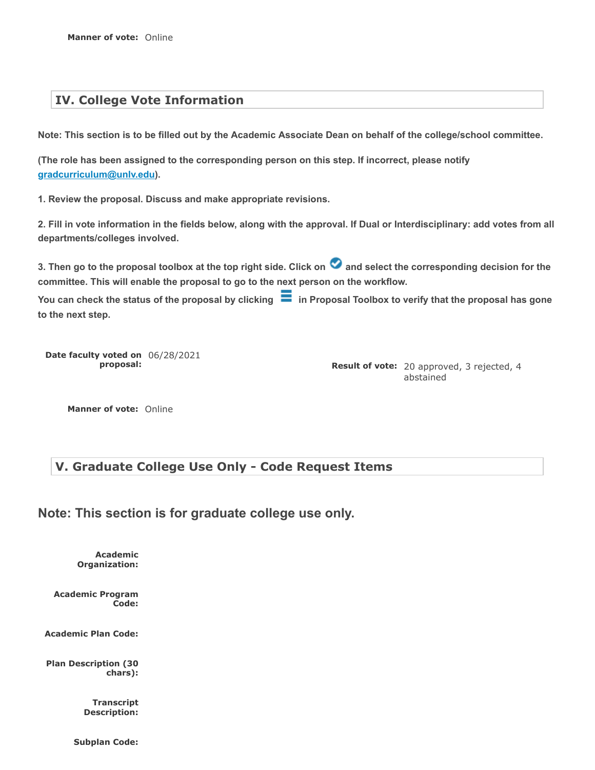**Manner of vote:** Online

## IV. College Vote Information

**Note: This section is to be filled out by the Academic Associate Dean on behalf of the college/school committee.**

**(The role has been assigned to the corresponding person on this step. If incorrect, please notify gradcurriculum@unlv.edu).**

**1. Review the proposal. Discuss and make appropriate revisions.**

**2. Fill in vote information in the fields below, along with the approval. If Dual or Interdisciplinary: add votes from all departments/colleges involved.**

**3. Then go to the proposal toolbox at the top right side. Click on ✔ and select the corresponding decision for the committee. This will enable the proposal to go to the next person on the workflow.**
**You can check the status of the proposal by clicking ☰ in Proposal Toolbox to verify that the proposal has gone to the next step.**

**Date faculty voted on proposal:** 06/28/2021

**Result of vote:** 20 approved, 3 rejected, 4 abstained

**Manner of vote:** Online

## V. Graduate College Use Only - Code Request Items

### Note: This section is for graduate college use only.

**Academic Organization:**

**Academic Program Code:**

**Academic Plan Code:**

**Plan Description (30 chars):**

**Transcript Description:**

**Subplan Code:**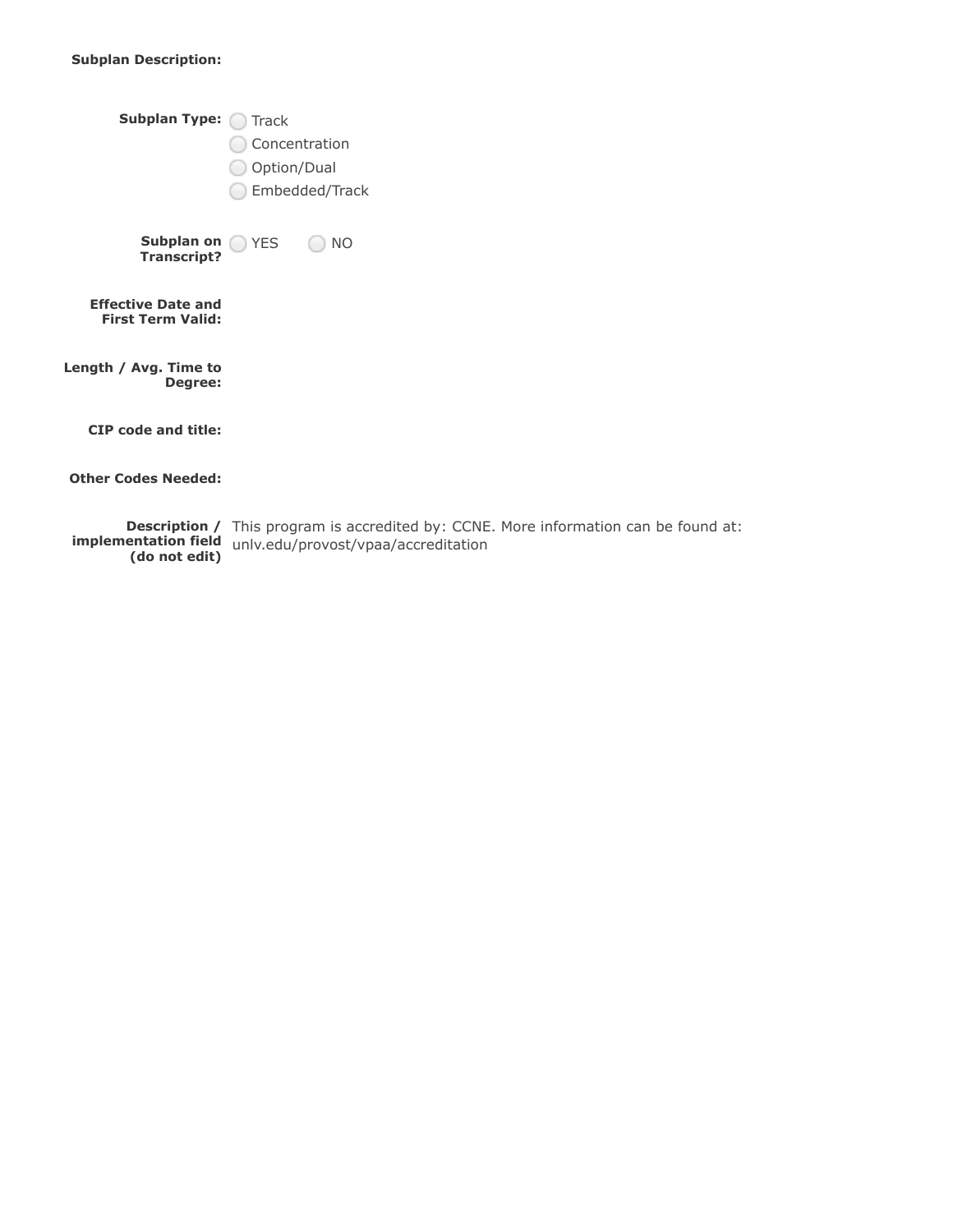**Subplan Description:**

**Subplan Type:**
- ◯ Track
- ◯ Concentration
- ◯ Option/Dual
- ◯ Embedded/Track

**Subplan on Transcript?** ◯ YES ◯ NO

**Effective Date and First Term Valid:**

**Length / Avg. Time to Degree:**

**CIP code and title:**

**Other Codes Needed:**

**Description / implementation field (do not edit)** This program is accredited by: CCNE. More information can be found at: unlv.edu/provost/vpaa/accreditation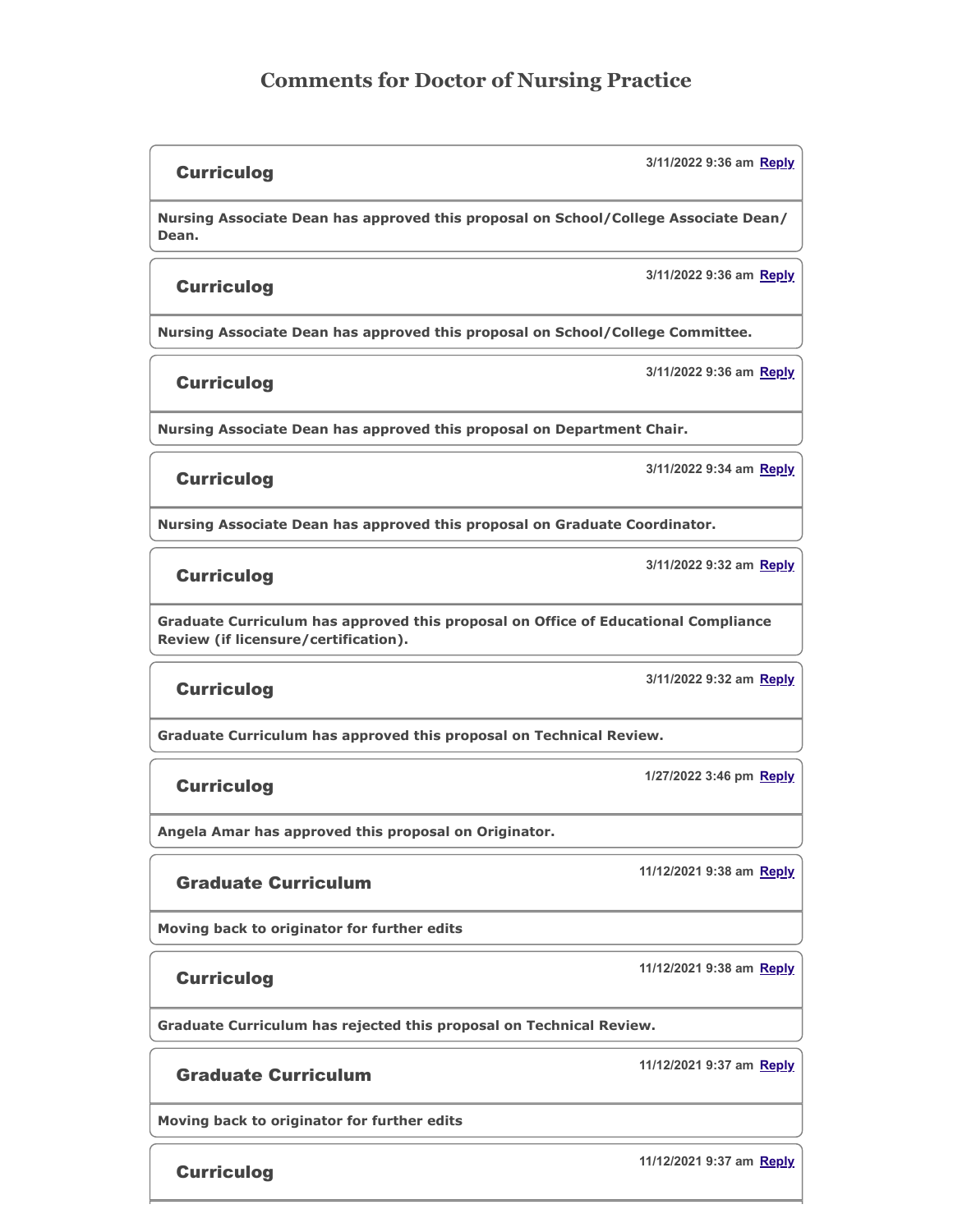# Comments for Doctor of Nursing Practice

**Curriculog** 3/11/2022 9:36 am Reply

**Nursing Associate Dean has approved this proposal on School/College Associate Dean/ Dean.**

**Curriculog** 3/11/2022 9:36 am Reply

**Nursing Associate Dean has approved this proposal on School/College Committee.**

**Curriculog** 3/11/2022 9:36 am Reply

**Nursing Associate Dean has approved this proposal on Department Chair.**

**Curriculog** 3/11/2022 9:34 am Reply

**Nursing Associate Dean has approved this proposal on Graduate Coordinator.**

**Curriculog** 3/11/2022 9:32 am Reply

**Graduate Curriculum has approved this proposal on Office of Educational Compliance Review (if licensure/certification).**

**Curriculog** 3/11/2022 9:32 am Reply

**Graduate Curriculum has approved this proposal on Technical Review.**

**Curriculog** 1/27/2022 3:46 pm Reply

**Angela Amar has approved this proposal on Originator.**

**Graduate Curriculum** 11/12/2021 9:38 am Reply

**Moving back to originator for further edits**

**Curriculog** 11/12/2021 9:38 am Reply

**Graduate Curriculum has rejected this proposal on Technical Review.**

**Graduate Curriculum** 11/12/2021 9:37 am Reply

**Moving back to originator for further edits**

**Curriculog** 11/12/2021 9:37 am Reply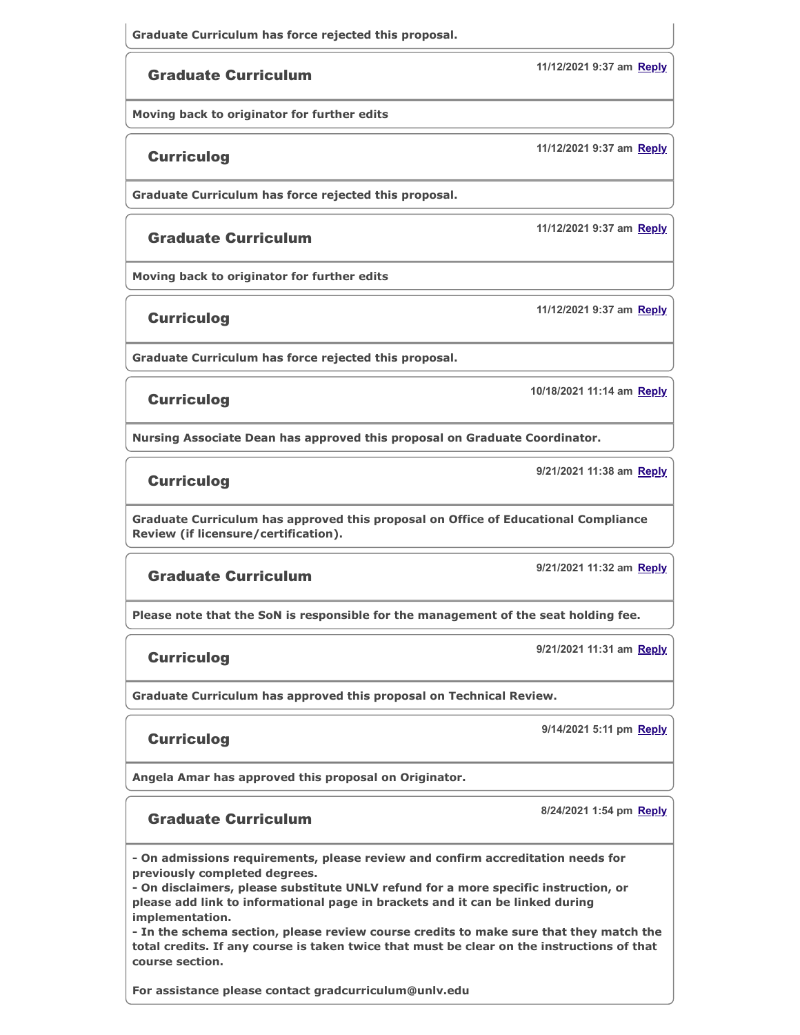**Graduate Curriculum has force rejected this proposal.**

### Graduate Curriculum

11/12/2021 9:37 am Reply

**Moving back to originator for further edits**

### Curriculog

11/12/2021 9:37 am Reply

**Graduate Curriculum has force rejected this proposal.**

### Graduate Curriculum

11/12/2021 9:37 am Reply

**Moving back to originator for further edits**

### Curriculog

11/12/2021 9:37 am Reply

**Graduate Curriculum has force rejected this proposal.**

### Curriculog

10/18/2021 11:14 am Reply

**Nursing Associate Dean has approved this proposal on Graduate Coordinator.**

### Curriculog

9/21/2021 11:38 am Reply

**Graduate Curriculum has approved this proposal on Office of Educational Compliance Review (if licensure/certification).**

### Graduate Curriculum

9/21/2021 11:32 am Reply

**Please note that the SoN is responsible for the management of the seat holding fee.**

### Curriculog

9/21/2021 11:31 am Reply

**Graduate Curriculum has approved this proposal on Technical Review.**

### Curriculog

9/14/2021 5:11 pm Reply

**Angela Amar has approved this proposal on Originator.**

### Graduate Curriculum

8/24/2021 1:54 pm Reply

**- On admissions requirements, please review and confirm accreditation needs for previously completed degrees.**
**- On disclaimers, please substitute UNLV refund for a more specific instruction, or please add link to informational page in brackets and it can be linked during implementation.**
**- In the schema section, please review course credits to make sure that they match the total credits. If any course is taken twice that must be clear on the instructions of that course section.**

**For assistance please contact gradcurriculum@unlv.edu**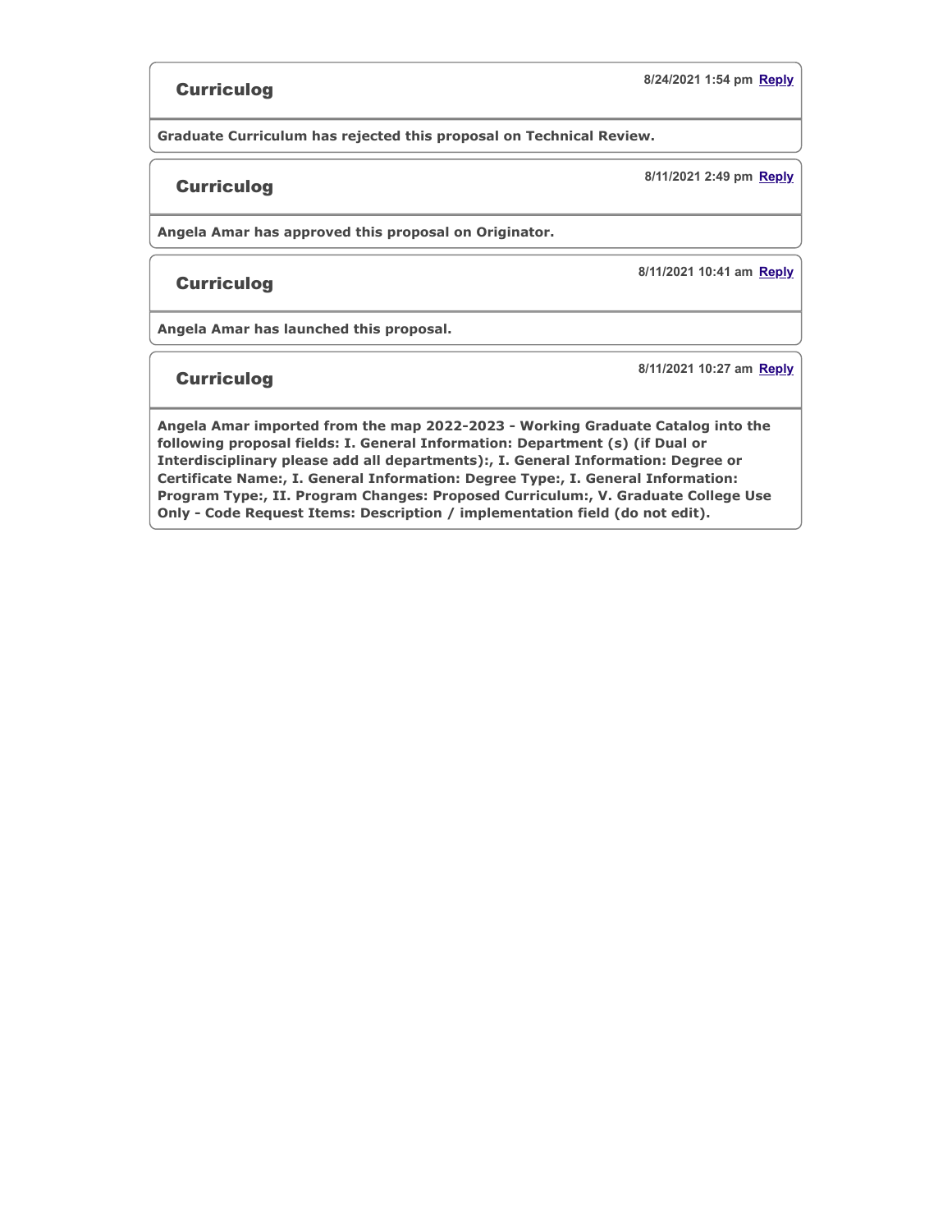**Curriculog**

8/24/2021 1:54 pm Reply

**Graduate Curriculum has rejected this proposal on Technical Review.**

**Curriculog**

8/11/2021 2:49 pm Reply

**Angela Amar has approved this proposal on Originator.**

**Curriculog**

8/11/2021 10:41 am Reply

**Angela Amar has launched this proposal.**

**Curriculog**

8/11/2021 10:27 am Reply

**Angela Amar imported from the map 2022-2023 - Working Graduate Catalog into the following proposal fields: I. General Information: Department (s) (if Dual or Interdisciplinary please add all departments):, I. General Information: Degree or Certificate Name:, I. General Information: Degree Type:, I. General Information: Program Type:, II. Program Changes: Proposed Curriculum:, V. Graduate College Use Only - Code Request Items: Description / implementation field (do not edit).**